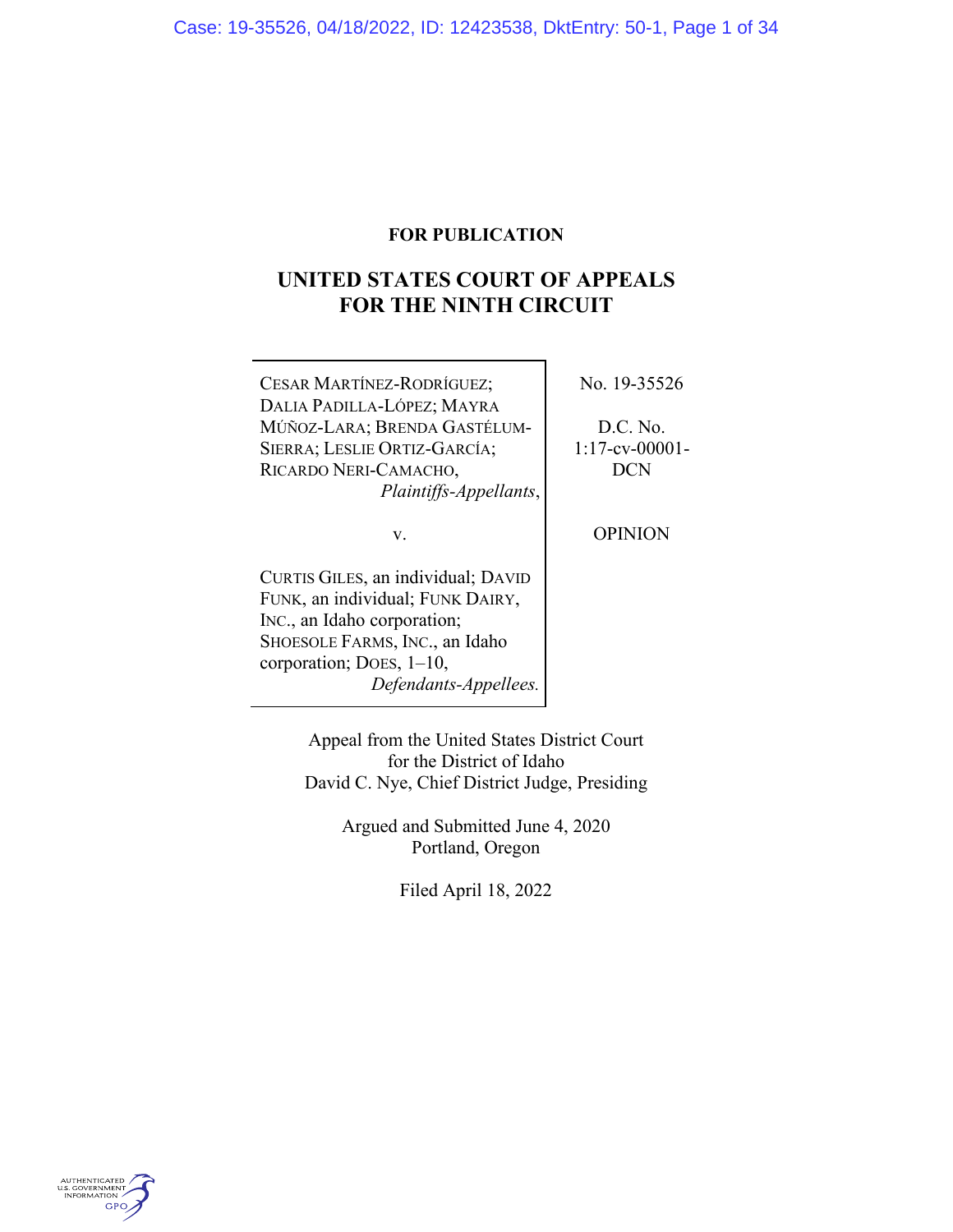**FOR PUBLICATION**

# UNITED STATES COURT OF APPEALS FOR THE NINTH CIRCUIT

| | |
|---|---|
| CESAR MARTÍNEZ-RODRÍGUEZ; DALIA PADILLA-LÓPEZ; MAYRA MÚÑOZ-LARA; BRENDA GASTÉLUM-SIERRA; LESLIE ORTIZ-GARCÍA; RICARDO NERI-CAMACHO, *Plaintiffs-Appellants*, | No. 19-35526 |
| v. | D.C. No. 1:17-cv-00001-DCN |
| CURTIS GILES, an individual; DAVID FUNK, an individual; FUNK DAIRY, INC., an Idaho corporation; SHOESOLE FARMS, INC., an Idaho corporation; DOES, 1–10, *Defendants-Appellees.* | OPINION |

Appeal from the United States District Court
for the District of Idaho
David C. Nye, Chief District Judge, Presiding

Argued and Submitted June 4, 2020
Portland, Oregon

Filed April 18, 2022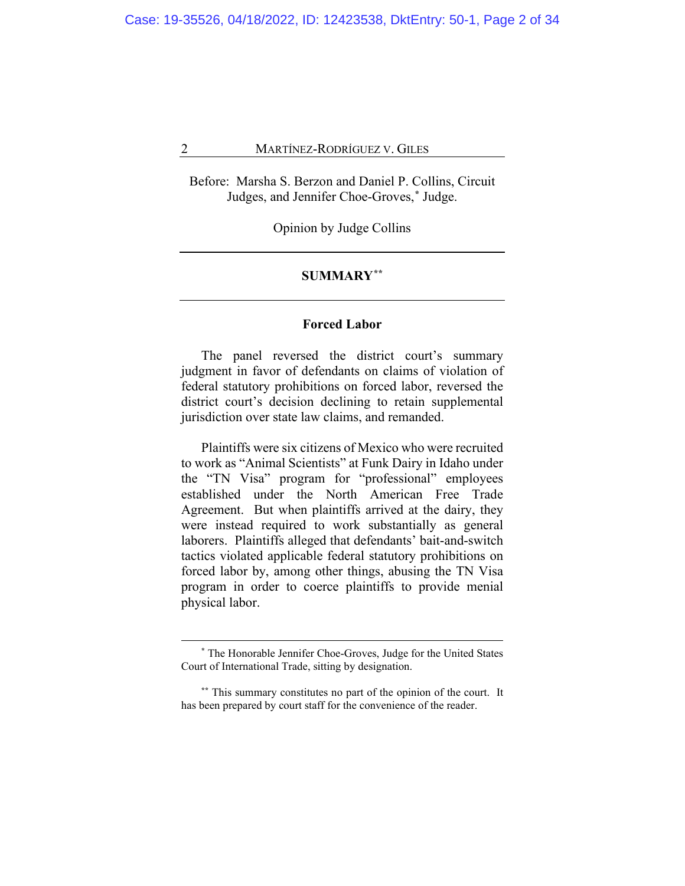Before: Marsha S. Berzon and Daniel P. Collins, Circuit Judges, and Jennifer Choe-Groves,[*] Judge.

Opinion by Judge Collins

## SUMMARY[**]

### Forced Labor

The panel reversed the district court's summary judgment in favor of defendants on claims of violation of federal statutory prohibitions on forced labor, reversed the district court's decision declining to retain supplemental jurisdiction over state law claims, and remanded.

Plaintiffs were six citizens of Mexico who were recruited to work as "Animal Scientists" at Funk Dairy in Idaho under the "TN Visa" program for "professional" employees established under the North American Free Trade Agreement. But when plaintiffs arrived at the dairy, they were instead required to work substantially as general laborers. Plaintiffs alleged that defendants' bait-and-switch tactics violated applicable federal statutory prohibitions on forced labor by, among other things, abusing the TN Visa program in order to coerce plaintiffs to provide menial physical labor.

---

[*] The Honorable Jennifer Choe-Groves, Judge for the United States Court of International Trade, sitting by designation.

[**] This summary constitutes no part of the opinion of the court. It has been prepared by court staff for the convenience of the reader.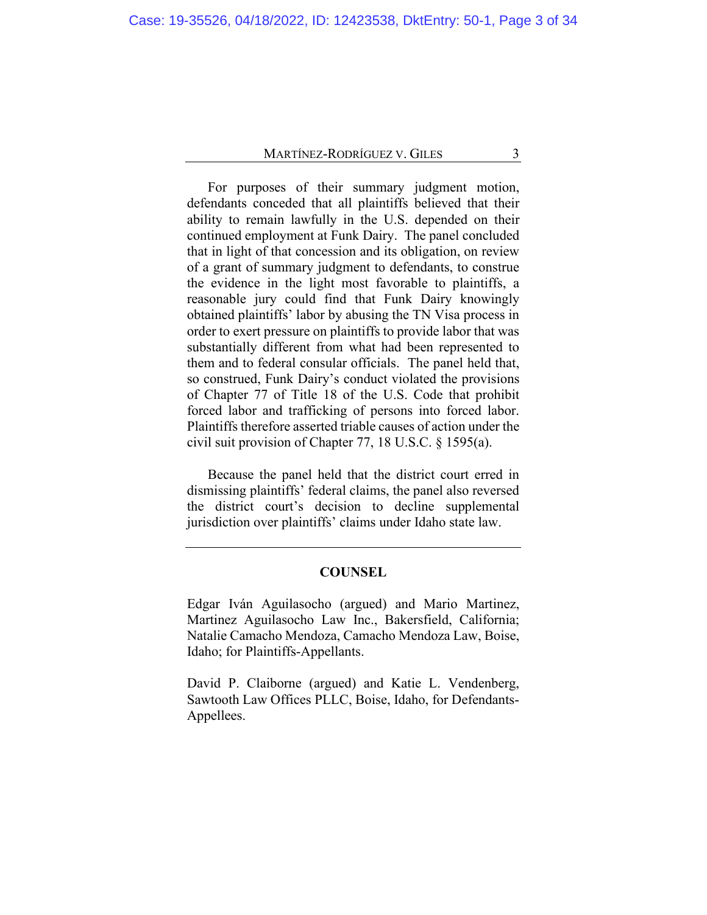For purposes of their summary judgment motion, defendants conceded that all plaintiffs believed that their ability to remain lawfully in the U.S. depended on their continued employment at Funk Dairy. The panel concluded that in light of that concession and its obligation, on review of a grant of summary judgment to defendants, to construe the evidence in the light most favorable to plaintiffs, a reasonable jury could find that Funk Dairy knowingly obtained plaintiffs' labor by abusing the TN Visa process in order to exert pressure on plaintiffs to provide labor that was substantially different from what had been represented to them and to federal consular officials. The panel held that, so construed, Funk Dairy's conduct violated the provisions of Chapter 77 of Title 18 of the U.S. Code that prohibit forced labor and trafficking of persons into forced labor. Plaintiffs therefore asserted triable causes of action under the civil suit provision of Chapter 77, 18 U.S.C. § 1595(a).

Because the panel held that the district court erred in dismissing plaintiffs' federal claims, the panel also reversed the district court's decision to decline supplemental jurisdiction over plaintiffs' claims under Idaho state law.

---

## COUNSEL

Edgar Iván Aguilasocho (argued) and Mario Martinez, Martinez Aguilasocho Law Inc., Bakersfield, California; Natalie Camacho Mendoza, Camacho Mendoza Law, Boise, Idaho; for Plaintiffs-Appellants.

David P. Claiborne (argued) and Katie L. Vendenberg, Sawtooth Law Offices PLLC, Boise, Idaho, for Defendants-Appellees.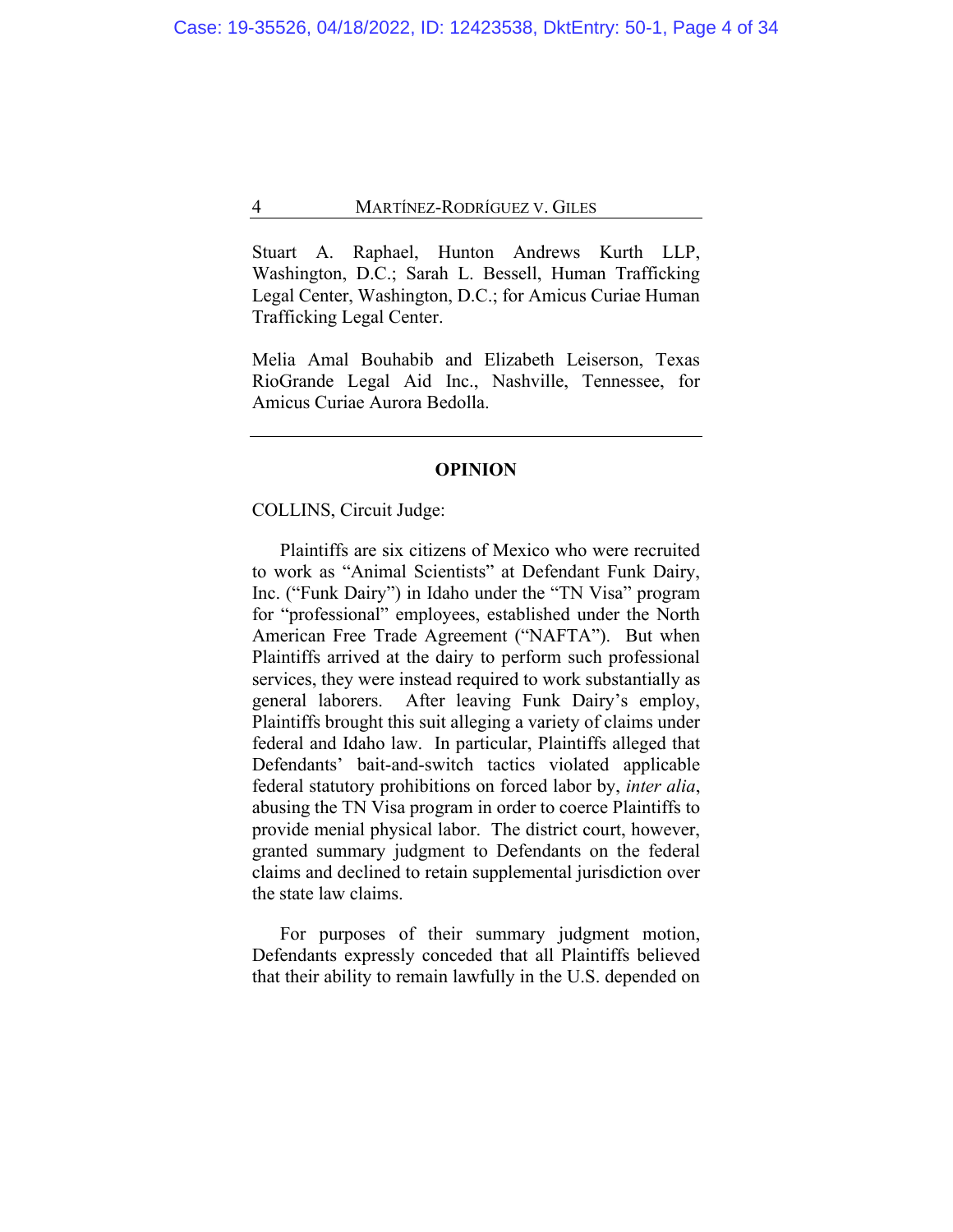Stuart A. Raphael, Hunton Andrews Kurth LLP, Washington, D.C.; Sarah L. Bessell, Human Trafficking Legal Center, Washington, D.C.; for Amicus Curiae Human Trafficking Legal Center.

Melia Amal Bouhabib and Elizabeth Leiserson, Texas RioGrande Legal Aid Inc., Nashville, Tennessee, for Amicus Curiae Aurora Bedolla.

---

**OPINION**

COLLINS, Circuit Judge:

Plaintiffs are six citizens of Mexico who were recruited to work as "Animal Scientists" at Defendant Funk Dairy, Inc. ("Funk Dairy") in Idaho under the "TN Visa" program for "professional" employees, established under the North American Free Trade Agreement ("NAFTA"). But when Plaintiffs arrived at the dairy to perform such professional services, they were instead required to work substantially as general laborers. After leaving Funk Dairy's employ, Plaintiffs brought this suit alleging a variety of claims under federal and Idaho law. In particular, Plaintiffs alleged that Defendants' bait-and-switch tactics violated applicable federal statutory prohibitions on forced labor by, *inter alia*, abusing the TN Visa program in order to coerce Plaintiffs to provide menial physical labor. The district court, however, granted summary judgment to Defendants on the federal claims and declined to retain supplemental jurisdiction over the state law claims.

For purposes of their summary judgment motion, Defendants expressly conceded that all Plaintiffs believed that their ability to remain lawfully in the U.S. depended on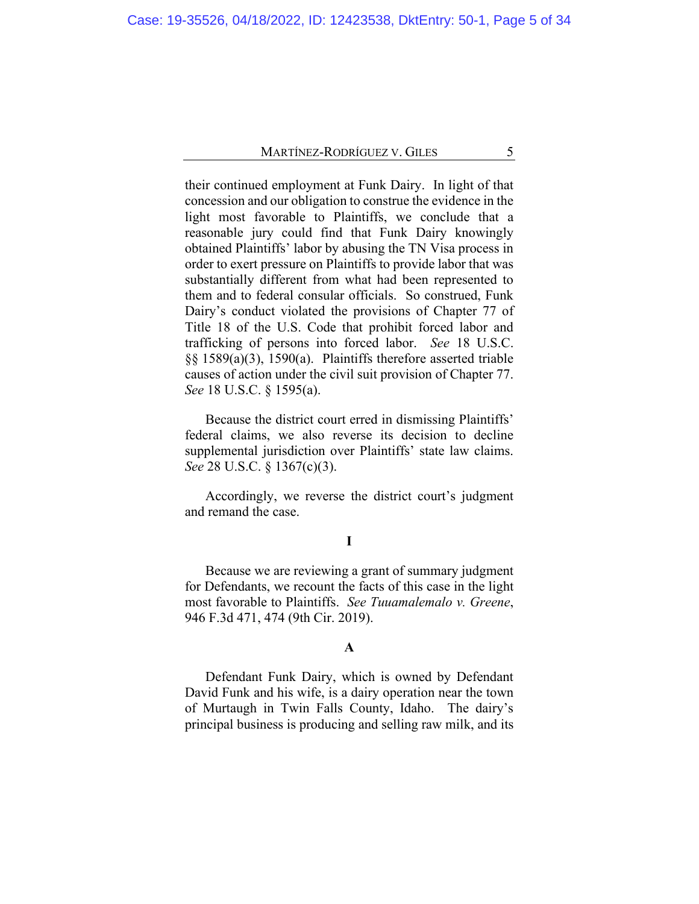their continued employment at Funk Dairy. In light of that concession and our obligation to construe the evidence in the light most favorable to Plaintiffs, we conclude that a reasonable jury could find that Funk Dairy knowingly obtained Plaintiffs' labor by abusing the TN Visa process in order to exert pressure on Plaintiffs to provide labor that was substantially different from what had been represented to them and to federal consular officials. So construed, Funk Dairy's conduct violated the provisions of Chapter 77 of Title 18 of the U.S. Code that prohibit forced labor and trafficking of persons into forced labor. *See* 18 U.S.C. §§ 1589(a)(3), 1590(a). Plaintiffs therefore asserted triable causes of action under the civil suit provision of Chapter 77. *See* 18 U.S.C. § 1595(a).

Because the district court erred in dismissing Plaintiffs' federal claims, we also reverse its decision to decline supplemental jurisdiction over Plaintiffs' state law claims. *See* 28 U.S.C. § 1367(c)(3).

Accordingly, we reverse the district court's judgment and remand the case.

## I

Because we are reviewing a grant of summary judgment for Defendants, we recount the facts of this case in the light most favorable to Plaintiffs. *See Tuuamalemalo v. Greene*, 946 F.3d 471, 474 (9th Cir. 2019).

### A

Defendant Funk Dairy, which is owned by Defendant David Funk and his wife, is a dairy operation near the town of Murtaugh in Twin Falls County, Idaho. The dairy's principal business is producing and selling raw milk, and its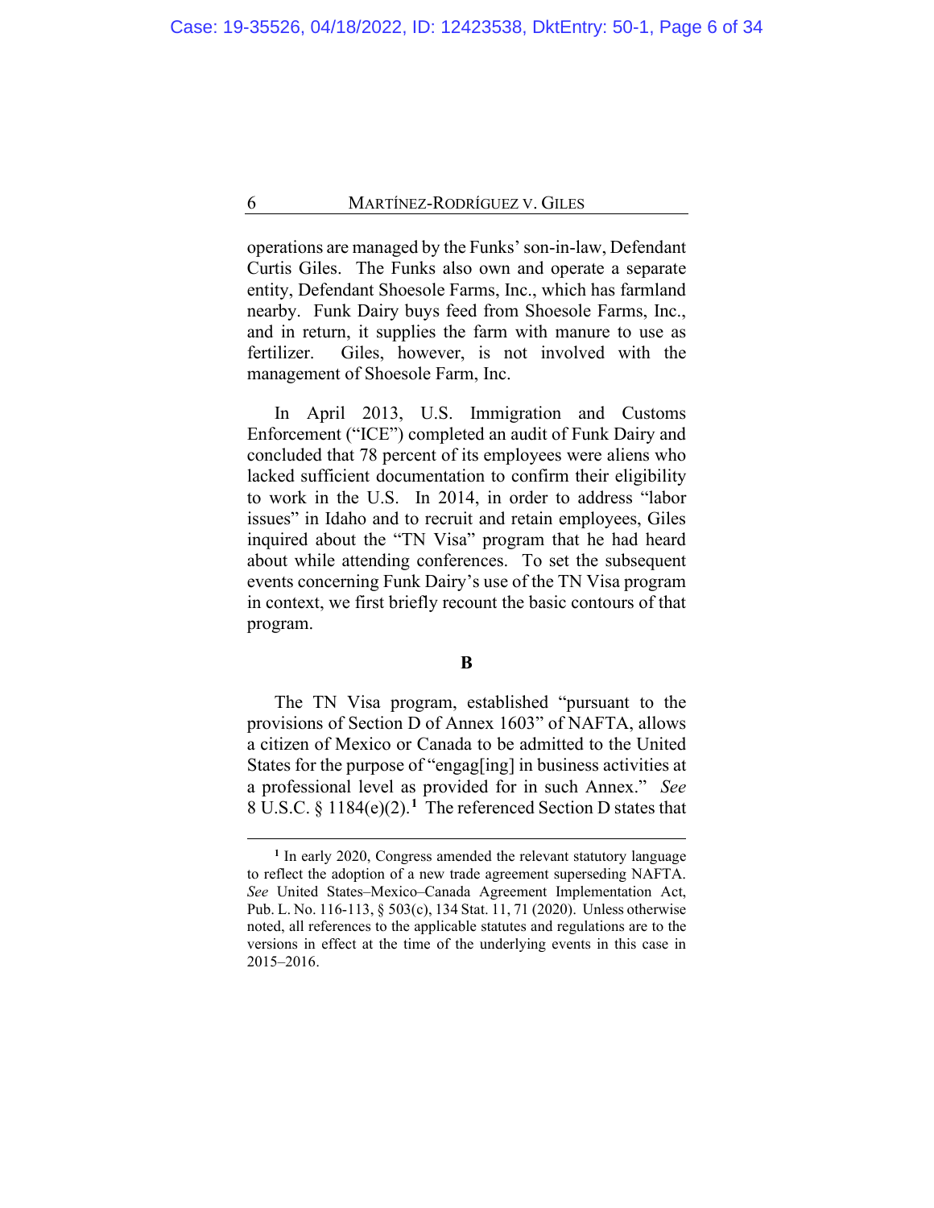operations are managed by the Funks' son-in-law, Defendant Curtis Giles. The Funks also own and operate a separate entity, Defendant Shoesole Farms, Inc., which has farmland nearby. Funk Dairy buys feed from Shoesole Farms, Inc., and in return, it supplies the farm with manure to use as fertilizer. Giles, however, is not involved with the management of Shoesole Farm, Inc.

In April 2013, U.S. Immigration and Customs Enforcement ("ICE") completed an audit of Funk Dairy and concluded that 78 percent of its employees were aliens who lacked sufficient documentation to confirm their eligibility to work in the U.S. In 2014, in order to address "labor issues" in Idaho and to recruit and retain employees, Giles inquired about the "TN Visa" program that he had heard about while attending conferences. To set the subsequent events concerning Funk Dairy's use of the TN Visa program in context, we first briefly recount the basic contours of that program.

**B**

The TN Visa program, established "pursuant to the provisions of Section D of Annex 1603" of NAFTA, allows a citizen of Mexico or Canada to be admitted to the United States for the purpose of "engag[ing] in business activities at a professional level as provided for in such Annex." *See* 8 U.S.C. § 1184(e)(2).[1] The referenced Section D states that

---

[1] In early 2020, Congress amended the relevant statutory language to reflect the adoption of a new trade agreement superseding NAFTA. *See* United States–Mexico–Canada Agreement Implementation Act, Pub. L. No. 116-113, § 503(c), 134 Stat. 11, 71 (2020). Unless otherwise noted, all references to the applicable statutes and regulations are to the versions in effect at the time of the underlying events in this case in 2015–2016.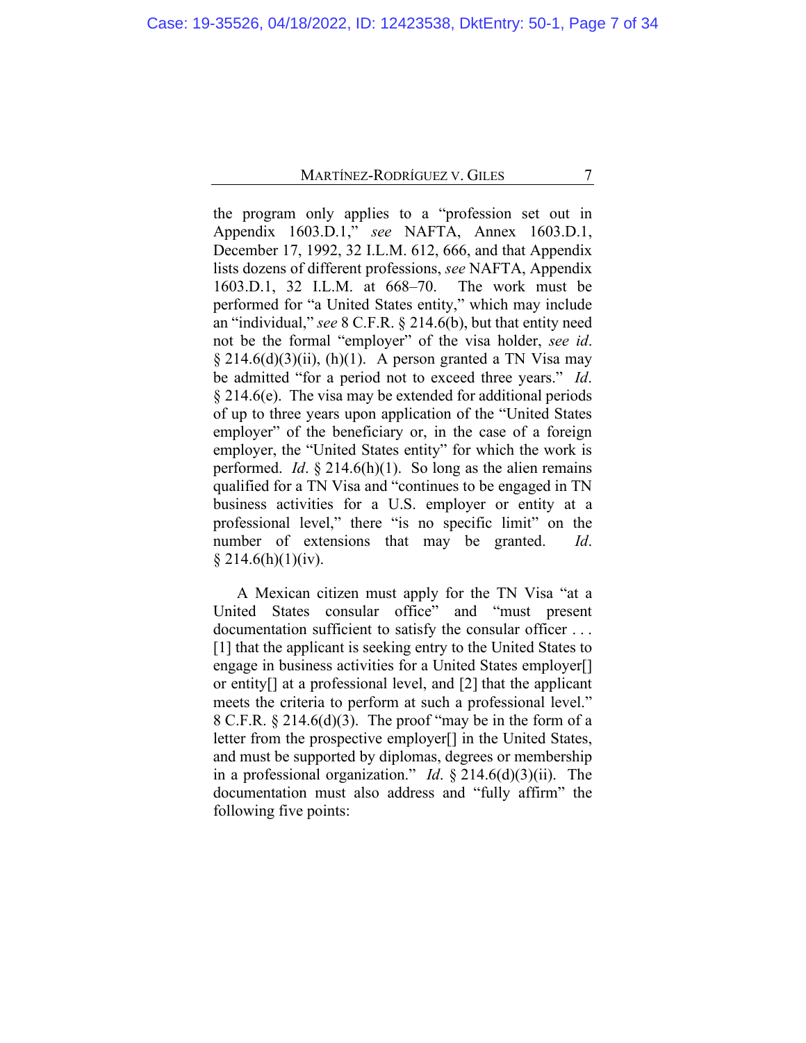the program only applies to a "profession set out in Appendix 1603.D.1," *see* NAFTA, Annex 1603.D.1, December 17, 1992, 32 I.L.M. 612, 666, and that Appendix lists dozens of different professions, *see* NAFTA, Appendix 1603.D.1, 32 I.L.M. at 668–70. The work must be performed for "a United States entity," which may include an "individual," *see* 8 C.F.R. § 214.6(b), but that entity need not be the formal "employer" of the visa holder, *see id*. § 214.6(d)(3)(ii), (h)(1). A person granted a TN Visa may be admitted "for a period not to exceed three years." *Id*. § 214.6(e). The visa may be extended for additional periods of up to three years upon application of the "United States employer" of the beneficiary or, in the case of a foreign employer, the "United States entity" for which the work is performed. *Id*. § 214.6(h)(1). So long as the alien remains qualified for a TN Visa and "continues to be engaged in TN business activities for a U.S. employer or entity at a professional level," there "is no specific limit" on the number of extensions that may be granted. *Id*. § 214.6(h)(1)(iv).

A Mexican citizen must apply for the TN Visa "at a United States consular office" and "must present documentation sufficient to satisfy the consular officer . . . [1] that the applicant is seeking entry to the United States to engage in business activities for a United States employer[] or entity[] at a professional level, and [2] that the applicant meets the criteria to perform at such a professional level." 8 C.F.R. § 214.6(d)(3). The proof "may be in the form of a letter from the prospective employer[] in the United States, and must be supported by diplomas, degrees or membership in a professional organization." *Id*. § 214.6(d)(3)(ii). The documentation must also address and "fully affirm" the following five points: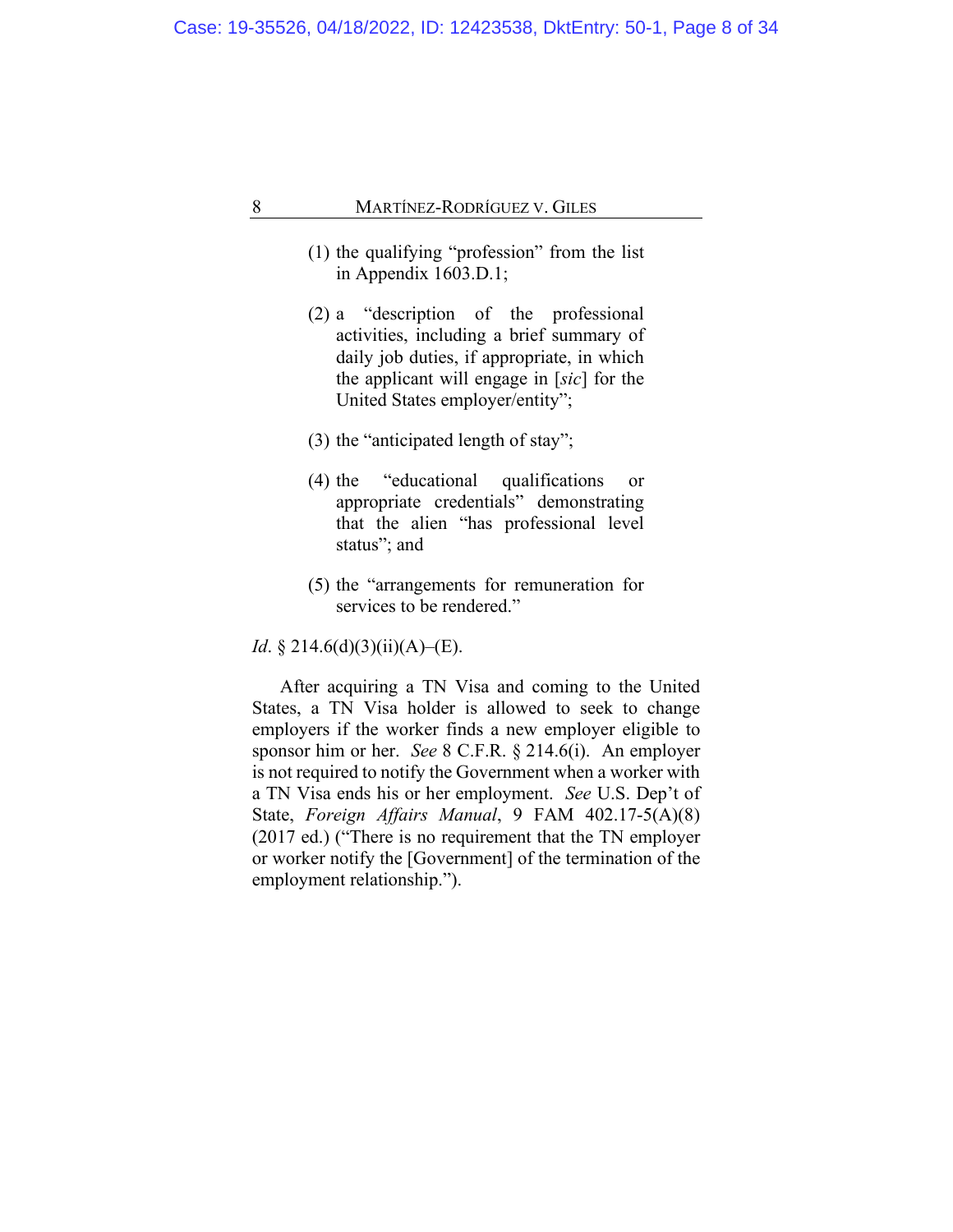> (1) the qualifying "profession" from the list in Appendix 1603.D.1;
>
> (2) a "description of the professional activities, including a brief summary of daily job duties, if appropriate, in which the applicant will engage in [*sic*] for the United States employer/entity";
>
> (3) the "anticipated length of stay";
>
> (4) the "educational qualifications or appropriate credentials" demonstrating that the alien "has professional level status"; and
>
> (5) the "arrangements for remuneration for services to be rendered."

*Id*. § 214.6(d)(3)(ii)(A)–(E).

After acquiring a TN Visa and coming to the United States, a TN Visa holder is allowed to seek to change employers if the worker finds a new employer eligible to sponsor him or her. *See* 8 C.F.R. § 214.6(i). An employer is not required to notify the Government when a worker with a TN Visa ends his or her employment. *See* U.S. Dep't of State, *Foreign Affairs Manual*, 9 FAM 402.17-5(A)(8) (2017 ed.) ("There is no requirement that the TN employer or worker notify the [Government] of the termination of the employment relationship.").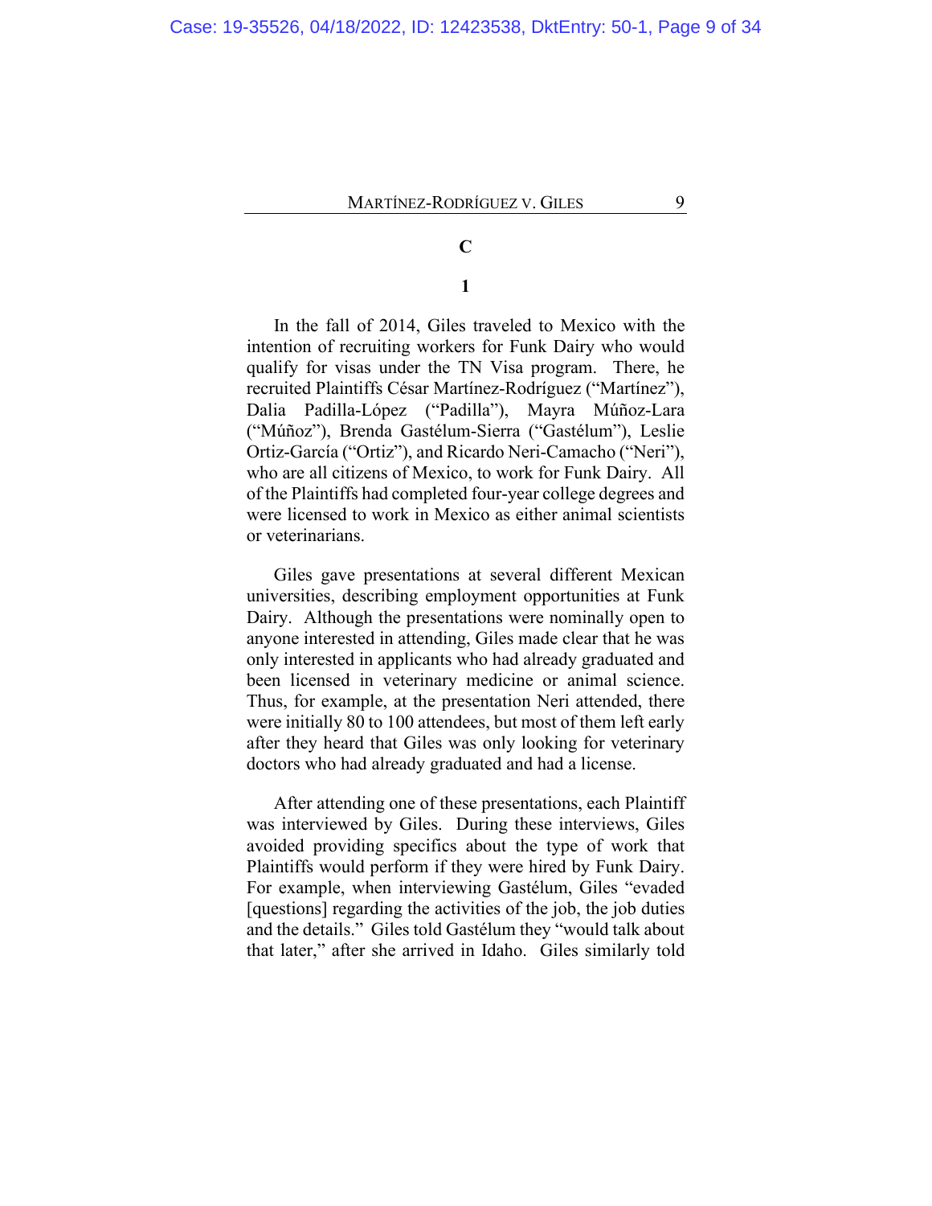## C

### 1

In the fall of 2014, Giles traveled to Mexico with the intention of recruiting workers for Funk Dairy who would qualify for visas under the TN Visa program. There, he recruited Plaintiffs César Martínez-Rodríguez ("Martínez"), Dalia Padilla-López ("Padilla"), Mayra Múñoz-Lara ("Múñoz"), Brenda Gastélum-Sierra ("Gastélum"), Leslie Ortiz-García ("Ortiz"), and Ricardo Neri-Camacho ("Neri"), who are all citizens of Mexico, to work for Funk Dairy. All of the Plaintiffs had completed four-year college degrees and were licensed to work in Mexico as either animal scientists or veterinarians.

Giles gave presentations at several different Mexican universities, describing employment opportunities at Funk Dairy. Although the presentations were nominally open to anyone interested in attending, Giles made clear that he was only interested in applicants who had already graduated and been licensed in veterinary medicine or animal science. Thus, for example, at the presentation Neri attended, there were initially 80 to 100 attendees, but most of them left early after they heard that Giles was only looking for veterinary doctors who had already graduated and had a license.

After attending one of these presentations, each Plaintiff was interviewed by Giles. During these interviews, Giles avoided providing specifics about the type of work that Plaintiffs would perform if they were hired by Funk Dairy. For example, when interviewing Gastélum, Giles "evaded [questions] regarding the activities of the job, the job duties and the details." Giles told Gastélum they "would talk about that later," after she arrived in Idaho. Giles similarly told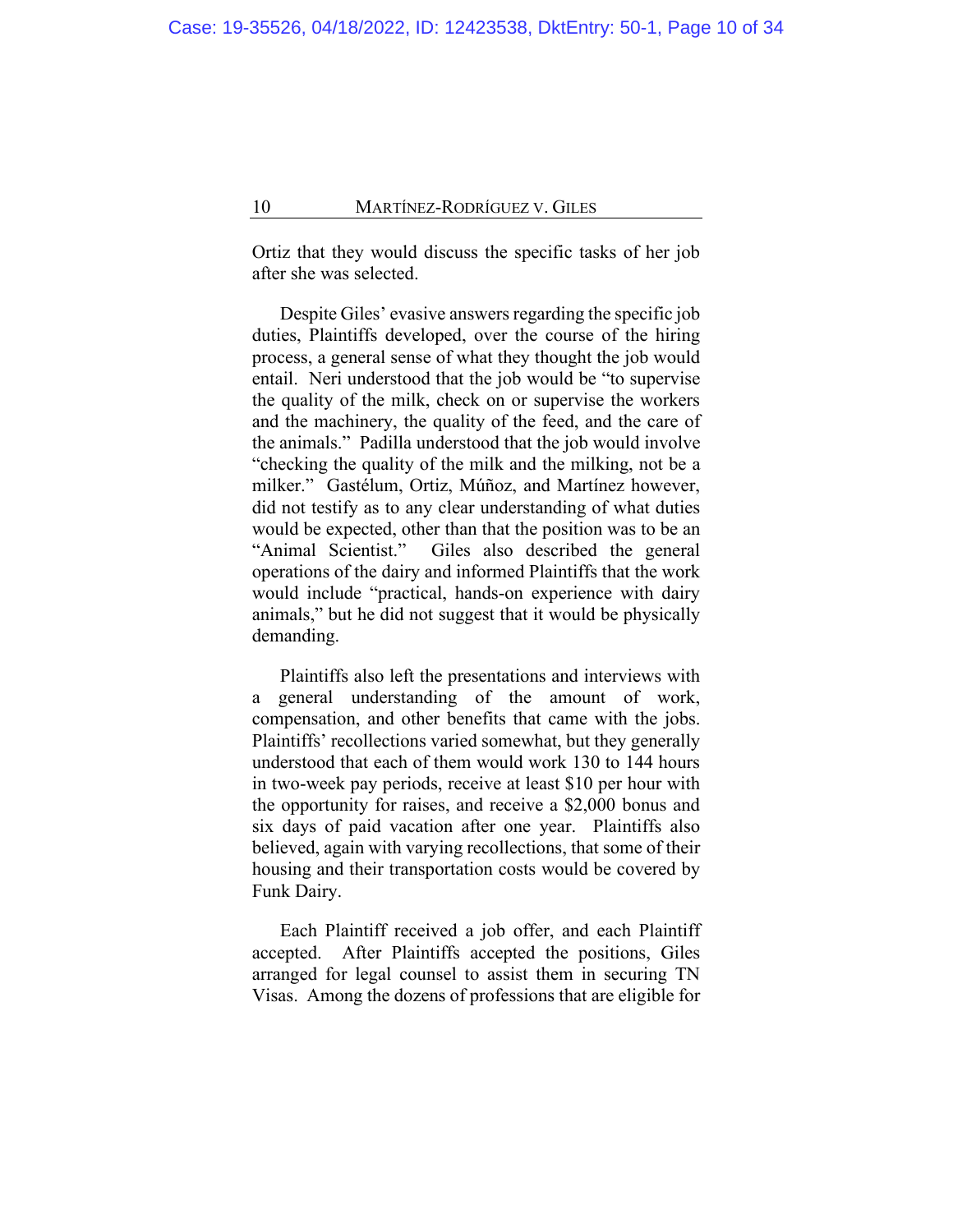Ortiz that they would discuss the specific tasks of her job after she was selected.

Despite Giles' evasive answers regarding the specific job duties, Plaintiffs developed, over the course of the hiring process, a general sense of what they thought the job would entail. Neri understood that the job would be "to supervise the quality of the milk, check on or supervise the workers and the machinery, the quality of the feed, and the care of the animals." Padilla understood that the job would involve "checking the quality of the milk and the milking, not be a milker." Gastélum, Ortiz, Múñoz, and Martínez however, did not testify as to any clear understanding of what duties would be expected, other than that the position was to be an "Animal Scientist." Giles also described the general operations of the dairy and informed Plaintiffs that the work would include "practical, hands-on experience with dairy animals," but he did not suggest that it would be physically demanding.

Plaintiffs also left the presentations and interviews with a general understanding of the amount of work, compensation, and other benefits that came with the jobs. Plaintiffs' recollections varied somewhat, but they generally understood that each of them would work 130 to 144 hours in two-week pay periods, receive at least $10 per hour with the opportunity for raises, and receive a $2,000 bonus and six days of paid vacation after one year. Plaintiffs also believed, again with varying recollections, that some of their housing and their transportation costs would be covered by Funk Dairy.

Each Plaintiff received a job offer, and each Plaintiff accepted. After Plaintiffs accepted the positions, Giles arranged for legal counsel to assist them in securing TN Visas. Among the dozens of professions that are eligible for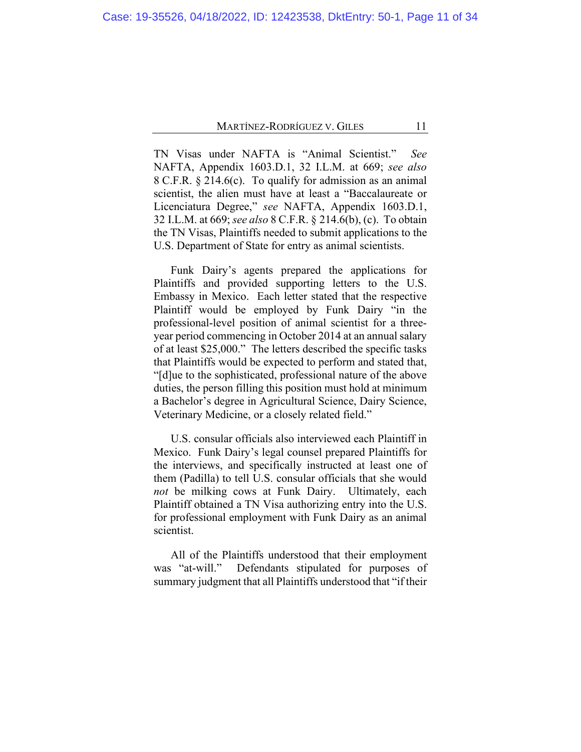TN Visas under NAFTA is "Animal Scientist." *See* NAFTA, Appendix 1603.D.1, 32 I.L.M. at 669; *see also* 8 C.F.R. § 214.6(c). To qualify for admission as an animal scientist, the alien must have at least a "Baccalaureate or Licenciatura Degree," *see* NAFTA, Appendix 1603.D.1, 32 I.L.M. at 669; *see also* 8 C.F.R. § 214.6(b), (c). To obtain the TN Visas, Plaintiffs needed to submit applications to the U.S. Department of State for entry as animal scientists.

Funk Dairy's agents prepared the applications for Plaintiffs and provided supporting letters to the U.S. Embassy in Mexico. Each letter stated that the respective Plaintiff would be employed by Funk Dairy "in the professional-level position of animal scientist for a three-year period commencing in October 2014 at an annual salary of at least $25,000." The letters described the specific tasks that Plaintiffs would be expected to perform and stated that, "[d]ue to the sophisticated, professional nature of the above duties, the person filling this position must hold at minimum a Bachelor's degree in Agricultural Science, Dairy Science, Veterinary Medicine, or a closely related field."

U.S. consular officials also interviewed each Plaintiff in Mexico. Funk Dairy's legal counsel prepared Plaintiffs for the interviews, and specifically instructed at least one of them (Padilla) to tell U.S. consular officials that she would *not* be milking cows at Funk Dairy. Ultimately, each Plaintiff obtained a TN Visa authorizing entry into the U.S. for professional employment with Funk Dairy as an animal scientist.

All of the Plaintiffs understood that their employment was "at-will." Defendants stipulated for purposes of summary judgment that all Plaintiffs understood that "if their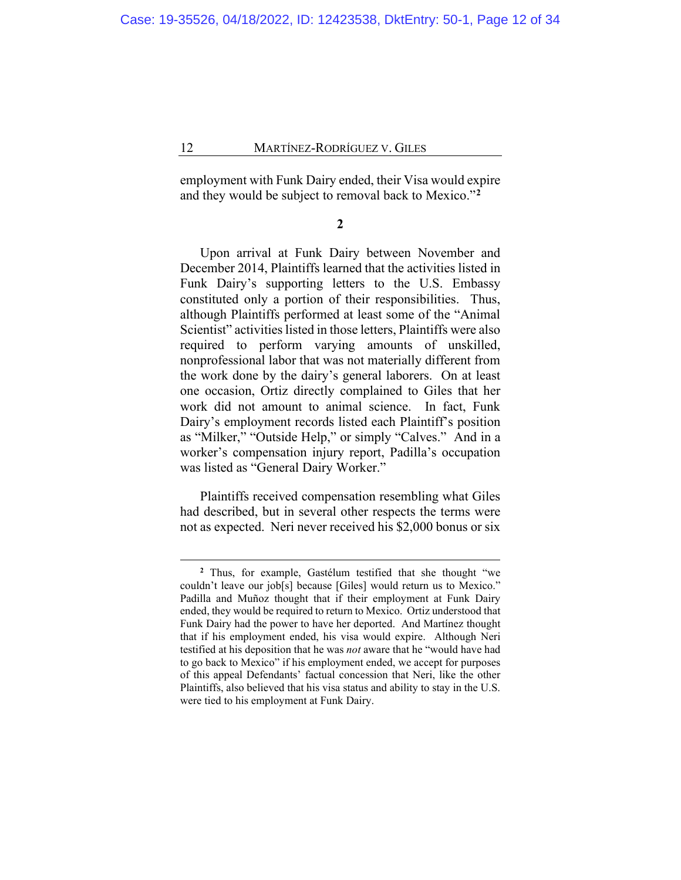employment with Funk Dairy ended, their Visa would expire and they would be subject to removal back to Mexico."[2]

**2**

Upon arrival at Funk Dairy between November and December 2014, Plaintiffs learned that the activities listed in Funk Dairy's supporting letters to the U.S. Embassy constituted only a portion of their responsibilities. Thus, although Plaintiffs performed at least some of the "Animal Scientist" activities listed in those letters, Plaintiffs were also required to perform varying amounts of unskilled, nonprofessional labor that was not materially different from the work done by the dairy's general laborers. On at least one occasion, Ortiz directly complained to Giles that her work did not amount to animal science. In fact, Funk Dairy's employment records listed each Plaintiff's position as "Milker," "Outside Help," or simply "Calves." And in a worker's compensation injury report, Padilla's occupation was listed as "General Dairy Worker."

Plaintiffs received compensation resembling what Giles had described, but in several other respects the terms were not as expected. Neri never received his $2,000 bonus or six

---

[2] Thus, for example, Gastélum testified that she thought "we couldn't leave our job[s] because [Giles] would return us to Mexico." Padilla and Muñoz thought that if their employment at Funk Dairy ended, they would be required to return to Mexico. Ortiz understood that Funk Dairy had the power to have her deported. And Martínez thought that if his employment ended, his visa would expire. Although Neri testified at his deposition that he was *not* aware that he "would have had to go back to Mexico" if his employment ended, we accept for purposes of this appeal Defendants' factual concession that Neri, like the other Plaintiffs, also believed that his visa status and ability to stay in the U.S. were tied to his employment at Funk Dairy.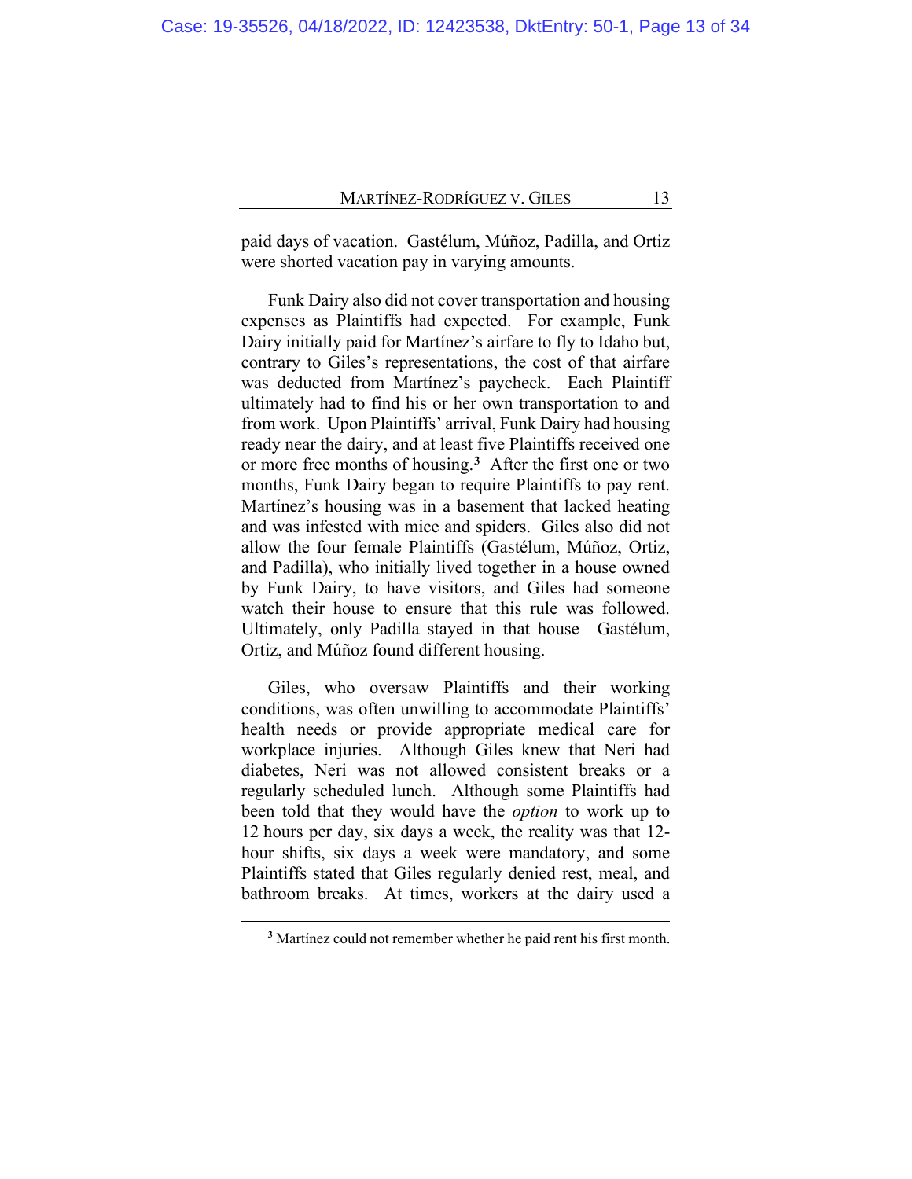paid days of vacation. Gastélum, Múñoz, Padilla, and Ortiz were shorted vacation pay in varying amounts.

Funk Dairy also did not cover transportation and housing expenses as Plaintiffs had expected. For example, Funk Dairy initially paid for Martínez's airfare to fly to Idaho but, contrary to Giles's representations, the cost of that airfare was deducted from Martínez's paycheck. Each Plaintiff ultimately had to find his or her own transportation to and from work. Upon Plaintiffs' arrival, Funk Dairy had housing ready near the dairy, and at least five Plaintiffs received one or more free months of housing.[3] After the first one or two months, Funk Dairy began to require Plaintiffs to pay rent. Martínez's housing was in a basement that lacked heating and was infested with mice and spiders. Giles also did not allow the four female Plaintiffs (Gastélum, Múñoz, Ortiz, and Padilla), who initially lived together in a house owned by Funk Dairy, to have visitors, and Giles had someone watch their house to ensure that this rule was followed. Ultimately, only Padilla stayed in that house—Gastélum, Ortiz, and Múñoz found different housing.

Giles, who oversaw Plaintiffs and their working conditions, was often unwilling to accommodate Plaintiffs' health needs or provide appropriate medical care for workplace injuries. Although Giles knew that Neri had diabetes, Neri was not allowed consistent breaks or a regularly scheduled lunch. Although some Plaintiffs had been told that they would have the *option* to work up to 12 hours per day, six days a week, the reality was that 12-hour shifts, six days a week were mandatory, and some Plaintiffs stated that Giles regularly denied rest, meal, and bathroom breaks. At times, workers at the dairy used a

[3] Martínez could not remember whether he paid rent his first month.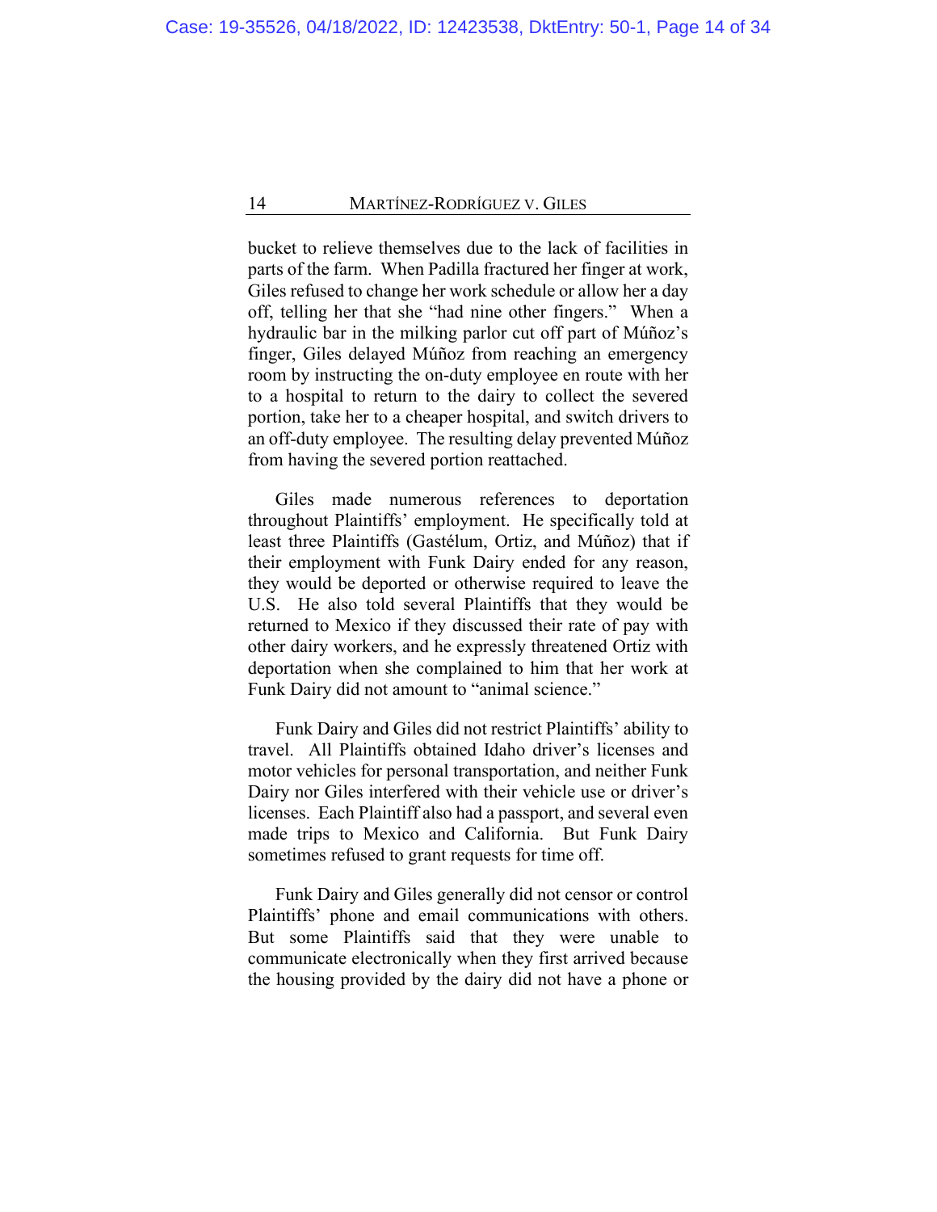bucket to relieve themselves due to the lack of facilities in parts of the farm. When Padilla fractured her finger at work, Giles refused to change her work schedule or allow her a day off, telling her that she "had nine other fingers." When a hydraulic bar in the milking parlor cut off part of Múñoz's finger, Giles delayed Múñoz from reaching an emergency room by instructing the on-duty employee en route with her to a hospital to return to the dairy to collect the severed portion, take her to a cheaper hospital, and switch drivers to an off-duty employee. The resulting delay prevented Múñoz from having the severed portion reattached.

Giles made numerous references to deportation throughout Plaintiffs' employment. He specifically told at least three Plaintiffs (Gastélum, Ortiz, and Múñoz) that if their employment with Funk Dairy ended for any reason, they would be deported or otherwise required to leave the U.S. He also told several Plaintiffs that they would be returned to Mexico if they discussed their rate of pay with other dairy workers, and he expressly threatened Ortiz with deportation when she complained to him that her work at Funk Dairy did not amount to "animal science."

Funk Dairy and Giles did not restrict Plaintiffs' ability to travel. All Plaintiffs obtained Idaho driver's licenses and motor vehicles for personal transportation, and neither Funk Dairy nor Giles interfered with their vehicle use or driver's licenses. Each Plaintiff also had a passport, and several even made trips to Mexico and California. But Funk Dairy sometimes refused to grant requests for time off.

Funk Dairy and Giles generally did not censor or control Plaintiffs' phone and email communications with others. But some Plaintiffs said that they were unable to communicate electronically when they first arrived because the housing provided by the dairy did not have a phone or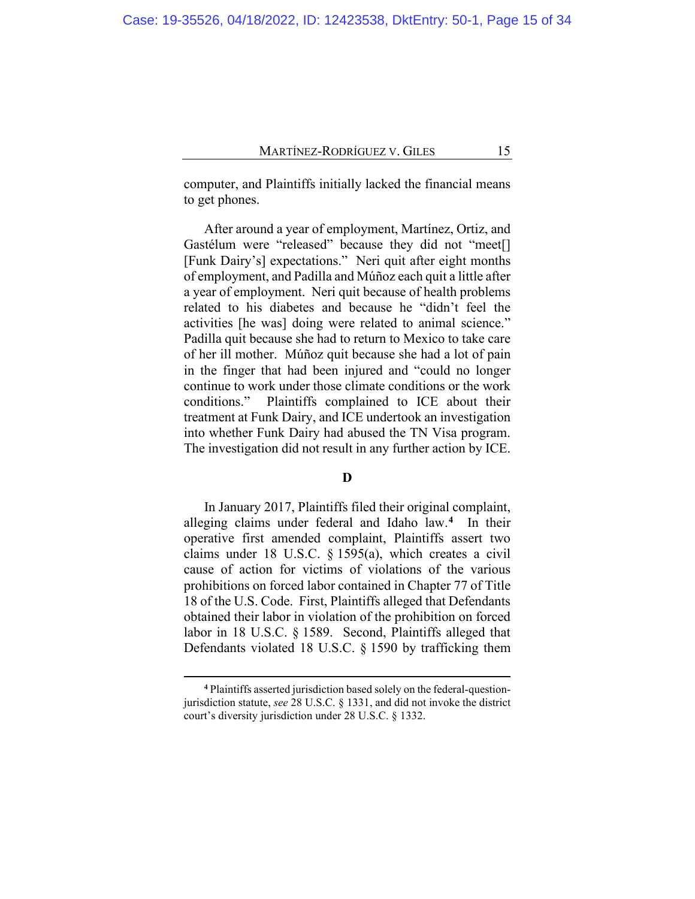computer, and Plaintiffs initially lacked the financial means to get phones.

After around a year of employment, Martínez, Ortiz, and Gastélum were "released" because they did not "meet[] [Funk Dairy's] expectations." Neri quit after eight months of employment, and Padilla and Múñoz each quit a little after a year of employment. Neri quit because of health problems related to his diabetes and because he "didn't feel the activities [he was] doing were related to animal science." Padilla quit because she had to return to Mexico to take care of her ill mother. Múñoz quit because she had a lot of pain in the finger that had been injured and "could no longer continue to work under those climate conditions or the work conditions." Plaintiffs complained to ICE about their treatment at Funk Dairy, and ICE undertook an investigation into whether Funk Dairy had abused the TN Visa program. The investigation did not result in any further action by ICE.

**D**

In January 2017, Plaintiffs filed their original complaint, alleging claims under federal and Idaho law.[4] In their operative first amended complaint, Plaintiffs assert two claims under 18 U.S.C. § 1595(a), which creates a civil cause of action for victims of violations of the various prohibitions on forced labor contained in Chapter 77 of Title 18 of the U.S. Code. First, Plaintiffs alleged that Defendants obtained their labor in violation of the prohibition on forced labor in 18 U.S.C. § 1589. Second, Plaintiffs alleged that Defendants violated 18 U.S.C. § 1590 by trafficking them

[4] Plaintiffs asserted jurisdiction based solely on the federal-question-jurisdiction statute, *see* 28 U.S.C. § 1331, and did not invoke the district court's diversity jurisdiction under 28 U.S.C. § 1332.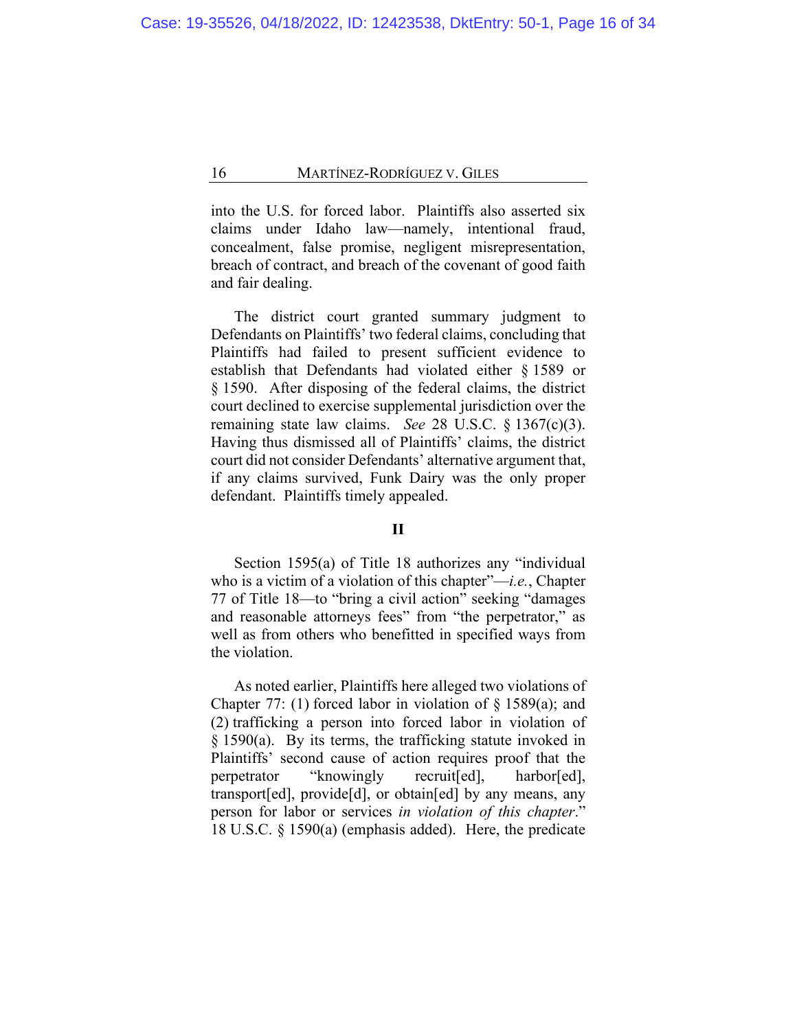into the U.S. for forced labor. Plaintiffs also asserted six claims under Idaho law—namely, intentional fraud, concealment, false promise, negligent misrepresentation, breach of contract, and breach of the covenant of good faith and fair dealing.

The district court granted summary judgment to Defendants on Plaintiffs' two federal claims, concluding that Plaintiffs had failed to present sufficient evidence to establish that Defendants had violated either § 1589 or § 1590. After disposing of the federal claims, the district court declined to exercise supplemental jurisdiction over the remaining state law claims. *See* 28 U.S.C. § 1367(c)(3). Having thus dismissed all of Plaintiffs' claims, the district court did not consider Defendants' alternative argument that, if any claims survived, Funk Dairy was the only proper defendant. Plaintiffs timely appealed.

## II

Section 1595(a) of Title 18 authorizes any "individual who is a victim of a violation of this chapter"—*i.e.*, Chapter 77 of Title 18—to "bring a civil action" seeking "damages and reasonable attorneys fees" from "the perpetrator," as well as from others who benefitted in specified ways from the violation.

As noted earlier, Plaintiffs here alleged two violations of Chapter 77: (1) forced labor in violation of § 1589(a); and (2) trafficking a person into forced labor in violation of § 1590(a). By its terms, the trafficking statute invoked in Plaintiffs' second cause of action requires proof that the perpetrator "knowingly recruit[ed], harbor[ed], transport[ed], provide[d], or obtain[ed] by any means, any person for labor or services *in violation of this chapter*." 18 U.S.C. § 1590(a) (emphasis added). Here, the predicate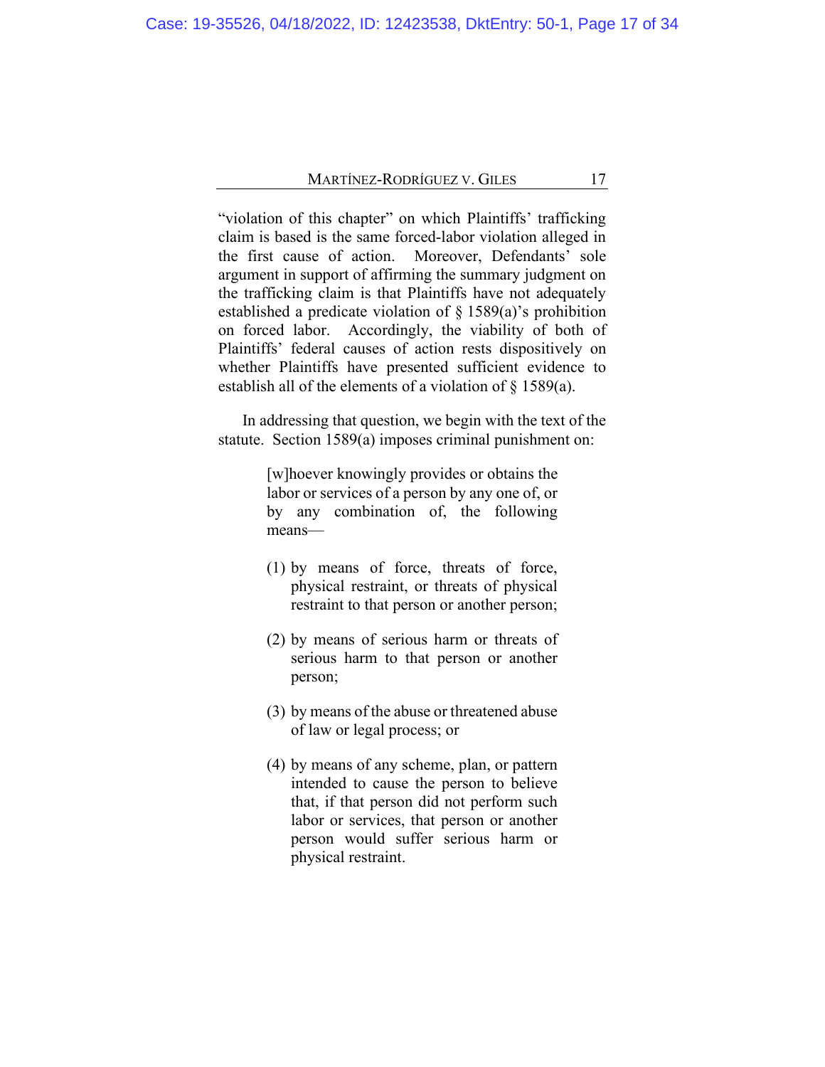"violation of this chapter" on which Plaintiffs' trafficking claim is based is the same forced-labor violation alleged in the first cause of action. Moreover, Defendants' sole argument in support of affirming the summary judgment on the trafficking claim is that Plaintiffs have not adequately established a predicate violation of § 1589(a)'s prohibition on forced labor. Accordingly, the viability of both of Plaintiffs' federal causes of action rests dispositively on whether Plaintiffs have presented sufficient evidence to establish all of the elements of a violation of § 1589(a).

In addressing that question, we begin with the text of the statute. Section 1589(a) imposes criminal punishment on:

> [w]hoever knowingly provides or obtains the labor or services of a person by any one of, or by any combination of, the following means—
>
> (1) by means of force, threats of force, physical restraint, or threats of physical restraint to that person or another person;
>
> (2) by means of serious harm or threats of serious harm to that person or another person;
>
> (3) by means of the abuse or threatened abuse of law or legal process; or
>
> (4) by means of any scheme, plan, or pattern intended to cause the person to believe that, if that person did not perform such labor or services, that person or another person would suffer serious harm or physical restraint.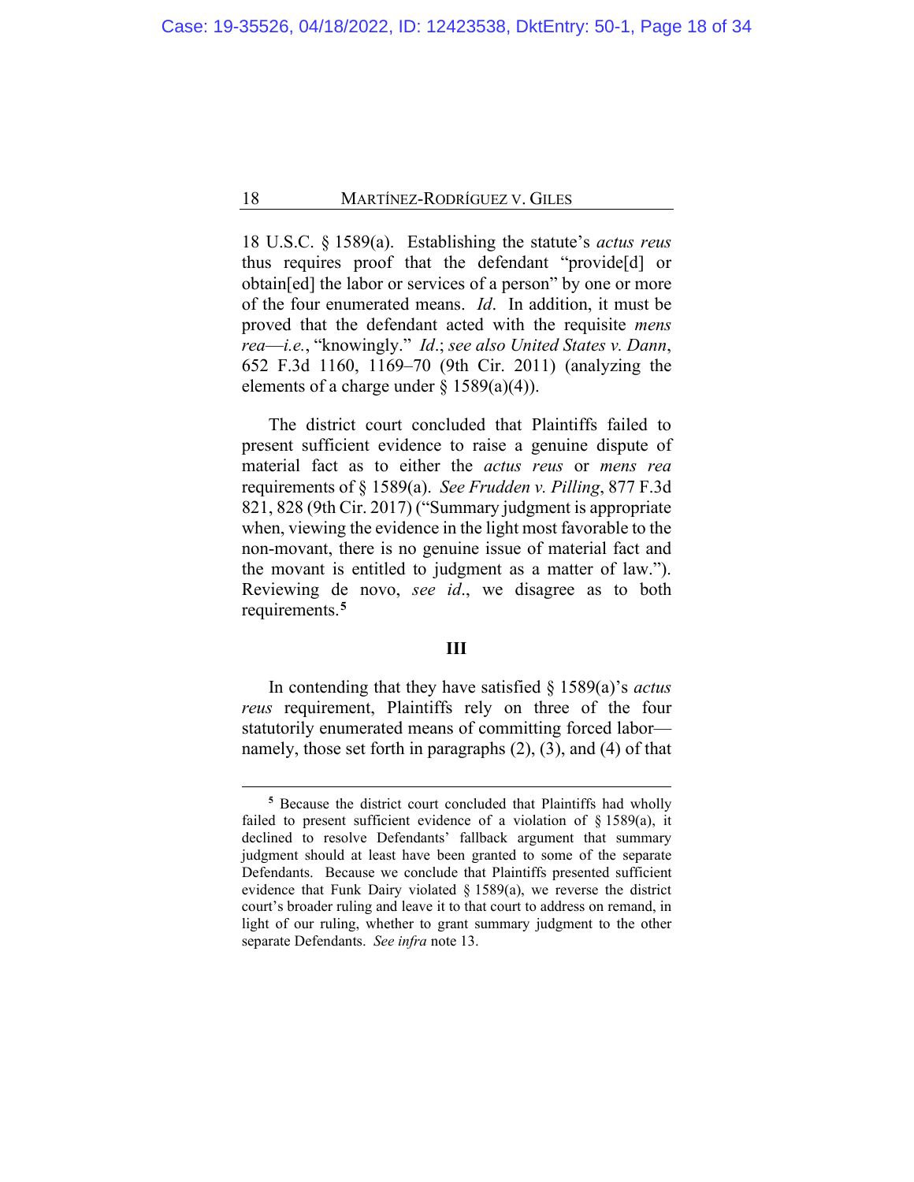18 U.S.C. § 1589(a). Establishing the statute's *actus reus* thus requires proof that the defendant "provide[d] or obtain[ed] the labor or services of a person" by one or more of the four enumerated means. *Id*. In addition, it must be proved that the defendant acted with the requisite *mens rea*—*i.e.*, "knowingly." *Id*.; *see also United States v. Dann*, 652 F.3d 1160, 1169–70 (9th Cir. 2011) (analyzing the elements of a charge under § 1589(a)(4)).

The district court concluded that Plaintiffs failed to present sufficient evidence to raise a genuine dispute of material fact as to either the *actus reus* or *mens rea* requirements of § 1589(a). *See Frudden v. Pilling*, 877 F.3d 821, 828 (9th Cir. 2017) ("Summary judgment is appropriate when, viewing the evidence in the light most favorable to the non-movant, there is no genuine issue of material fact and the movant is entitled to judgment as a matter of law."). Reviewing de novo, *see id*., we disagree as to both requirements.[5]

## III

In contending that they have satisfied § 1589(a)'s *actus reus* requirement, Plaintiffs rely on three of the four statutorily enumerated means of committing forced labor—namely, those set forth in paragraphs (2), (3), and (4) of that

---

[5] Because the district court concluded that Plaintiffs had wholly failed to present sufficient evidence of a violation of § 1589(a), it declined to resolve Defendants' fallback argument that summary judgment should at least have been granted to some of the separate Defendants. Because we conclude that Plaintiffs presented sufficient evidence that Funk Dairy violated § 1589(a), we reverse the district court's broader ruling and leave it to that court to address on remand, in light of our ruling, whether to grant summary judgment to the other separate Defendants. *See infra* note 13.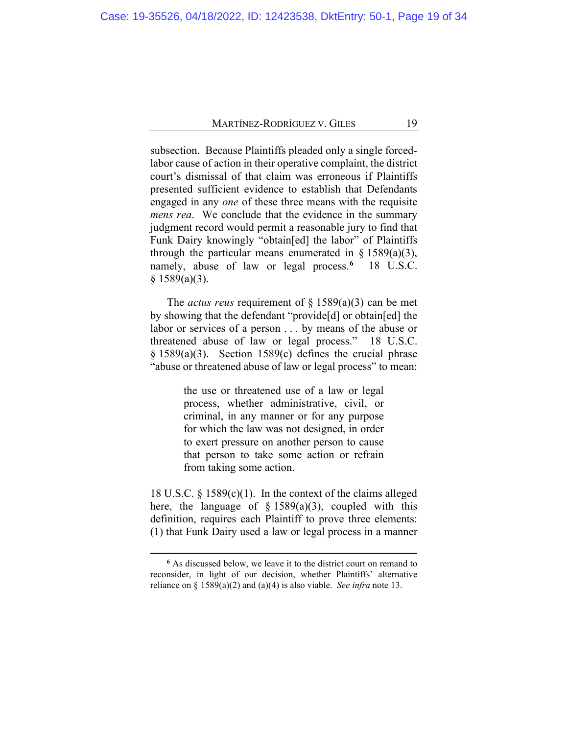subsection. Because Plaintiffs pleaded only a single forced-labor cause of action in their operative complaint, the district court's dismissal of that claim was erroneous if Plaintiffs presented sufficient evidence to establish that Defendants engaged in any *one* of these three means with the requisite *mens rea*. We conclude that the evidence in the summary judgment record would permit a reasonable jury to find that Funk Dairy knowingly "obtain[ed] the labor" of Plaintiffs through the particular means enumerated in § 1589(a)(3), namely, abuse of law or legal process.[6] 18 U.S.C. § 1589(a)(3).

The *actus reus* requirement of § 1589(a)(3) can be met by showing that the defendant "provide[d] or obtain[ed] the labor or services of a person . . . by means of the abuse or threatened abuse of law or legal process." 18 U.S.C. § 1589(a)(3). Section 1589(c) defines the crucial phrase "abuse or threatened abuse of law or legal process" to mean:

> the use or threatened use of a law or legal process, whether administrative, civil, or criminal, in any manner or for any purpose for which the law was not designed, in order to exert pressure on another person to cause that person to take some action or refrain from taking some action.

18 U.S.C. § 1589(c)(1). In the context of the claims alleged here, the language of § 1589(a)(3), coupled with this definition, requires each Plaintiff to prove three elements: (1) that Funk Dairy used a law or legal process in a manner

---

[6] As discussed below, we leave it to the district court on remand to reconsider, in light of our decision, whether Plaintiffs' alternative reliance on § 1589(a)(2) and (a)(4) is also viable. *See infra* note 13.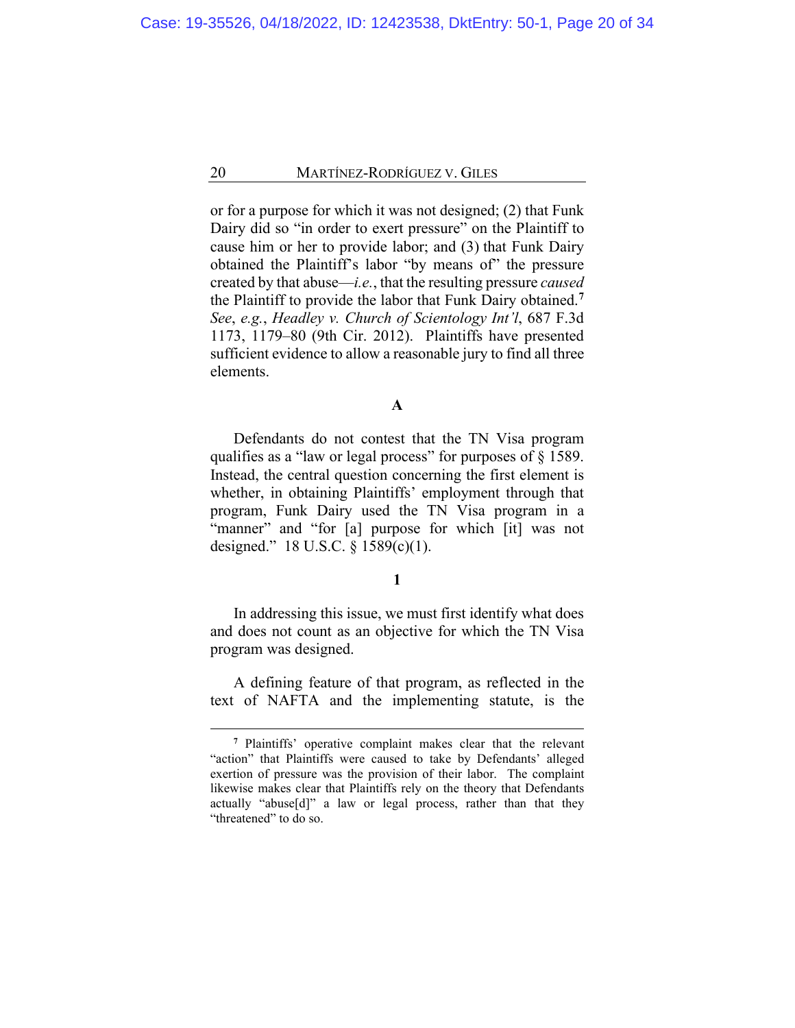or for a purpose for which it was not designed; (2) that Funk Dairy did so "in order to exert pressure" on the Plaintiff to cause him or her to provide labor; and (3) that Funk Dairy obtained the Plaintiff's labor "by means of" the pressure created by that abuse—*i.e.*, that the resulting pressure *caused* the Plaintiff to provide the labor that Funk Dairy obtained.[7] *See*, *e.g.*, *Headley v. Church of Scientology Int'l*, 687 F.3d 1173, 1179–80 (9th Cir. 2012). Plaintiffs have presented sufficient evidence to allow a reasonable jury to find all three elements.

### A

Defendants do not contest that the TN Visa program qualifies as a "law or legal process" for purposes of § 1589. Instead, the central question concerning the first element is whether, in obtaining Plaintiffs' employment through that program, Funk Dairy used the TN Visa program in a "manner" and "for [a] purpose for which [it] was not designed." 18 U.S.C. § 1589(c)(1).

#### 1

In addressing this issue, we must first identify what does and does not count as an objective for which the TN Visa program was designed.

A defining feature of that program, as reflected in the text of NAFTA and the implementing statute, is the

---

[7] Plaintiffs' operative complaint makes clear that the relevant "action" that Plaintiffs were caused to take by Defendants' alleged exertion of pressure was the provision of their labor. The complaint likewise makes clear that Plaintiffs rely on the theory that Defendants actually "abuse[d]" a law or legal process, rather than that they "threatened" to do so.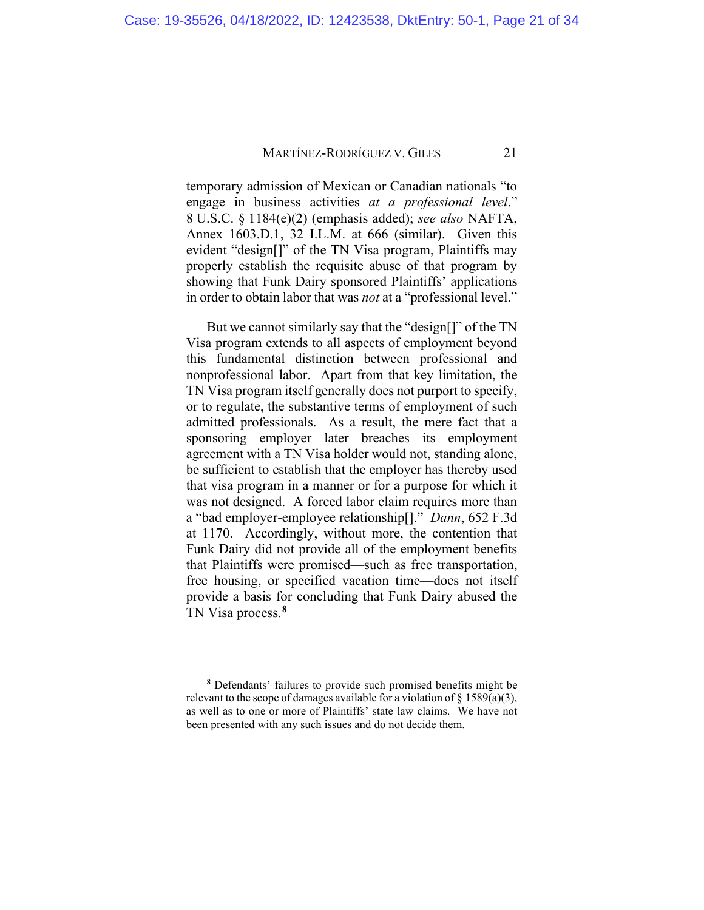temporary admission of Mexican or Canadian nationals "to engage in business activities *at a professional level*." 8 U.S.C. § 1184(e)(2) (emphasis added); *see also* NAFTA, Annex 1603.D.1, 32 I.L.M. at 666 (similar). Given this evident "design[]" of the TN Visa program, Plaintiffs may properly establish the requisite abuse of that program by showing that Funk Dairy sponsored Plaintiffs' applications in order to obtain labor that was *not* at a "professional level."

But we cannot similarly say that the "design[]" of the TN Visa program extends to all aspects of employment beyond this fundamental distinction between professional and nonprofessional labor. Apart from that key limitation, the TN Visa program itself generally does not purport to specify, or to regulate, the substantive terms of employment of such admitted professionals. As a result, the mere fact that a sponsoring employer later breaches its employment agreement with a TN Visa holder would not, standing alone, be sufficient to establish that the employer has thereby used that visa program in a manner or for a purpose for which it was not designed. A forced labor claim requires more than a "bad employer-employee relationship[]." *Dann*, 652 F.3d at 1170. Accordingly, without more, the contention that Funk Dairy did not provide all of the employment benefits that Plaintiffs were promised—such as free transportation, free housing, or specified vacation time—does not itself provide a basis for concluding that Funk Dairy abused the TN Visa process.[8]

---

[8] Defendants' failures to provide such promised benefits might be relevant to the scope of damages available for a violation of § 1589(a)(3), as well as to one or more of Plaintiffs' state law claims. We have not been presented with any such issues and do not decide them.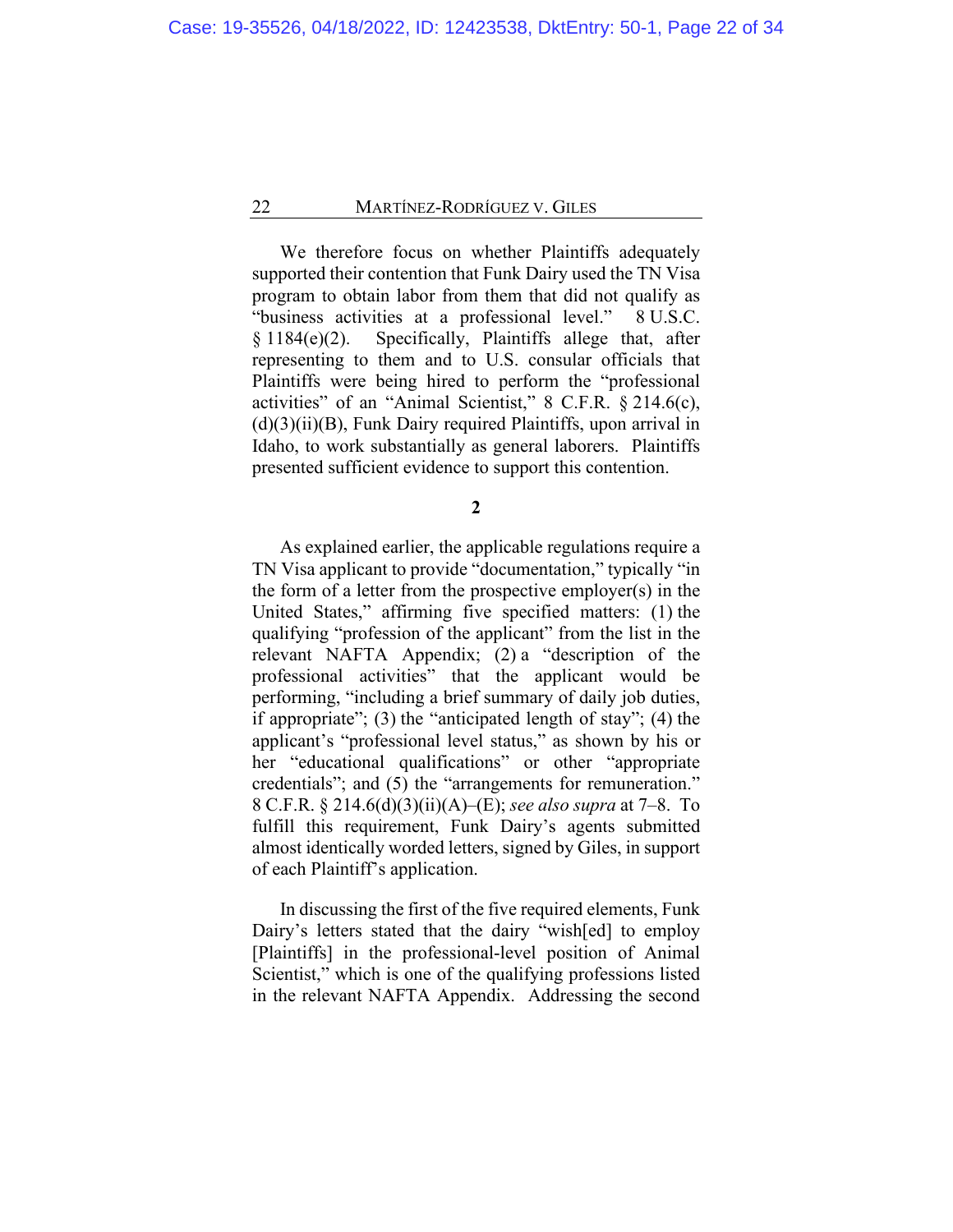We therefore focus on whether Plaintiffs adequately supported their contention that Funk Dairy used the TN Visa program to obtain labor from them that did not qualify as "business activities at a professional level." 8 U.S.C. § 1184(e)(2). Specifically, Plaintiffs allege that, after representing to them and to U.S. consular officials that Plaintiffs were being hired to perform the "professional activities" of an "Animal Scientist," 8 C.F.R. § 214.6(c), (d)(3)(ii)(B), Funk Dairy required Plaintiffs, upon arrival in Idaho, to work substantially as general laborers. Plaintiffs presented sufficient evidence to support this contention.

**2**

As explained earlier, the applicable regulations require a TN Visa applicant to provide "documentation," typically "in the form of a letter from the prospective employer(s) in the United States," affirming five specified matters: (1) the qualifying "profession of the applicant" from the list in the relevant NAFTA Appendix; (2) a "description of the professional activities" that the applicant would be performing, "including a brief summary of daily job duties, if appropriate"; (3) the "anticipated length of stay"; (4) the applicant's "professional level status," as shown by his or her "educational qualifications" or other "appropriate credentials"; and (5) the "arrangements for remuneration." 8 C.F.R. § 214.6(d)(3)(ii)(A)–(E); *see also supra* at 7–8. To fulfill this requirement, Funk Dairy's agents submitted almost identically worded letters, signed by Giles, in support of each Plaintiff's application.

In discussing the first of the five required elements, Funk Dairy's letters stated that the dairy "wish[ed] to employ [Plaintiffs] in the professional-level position of Animal Scientist," which is one of the qualifying professions listed in the relevant NAFTA Appendix. Addressing the second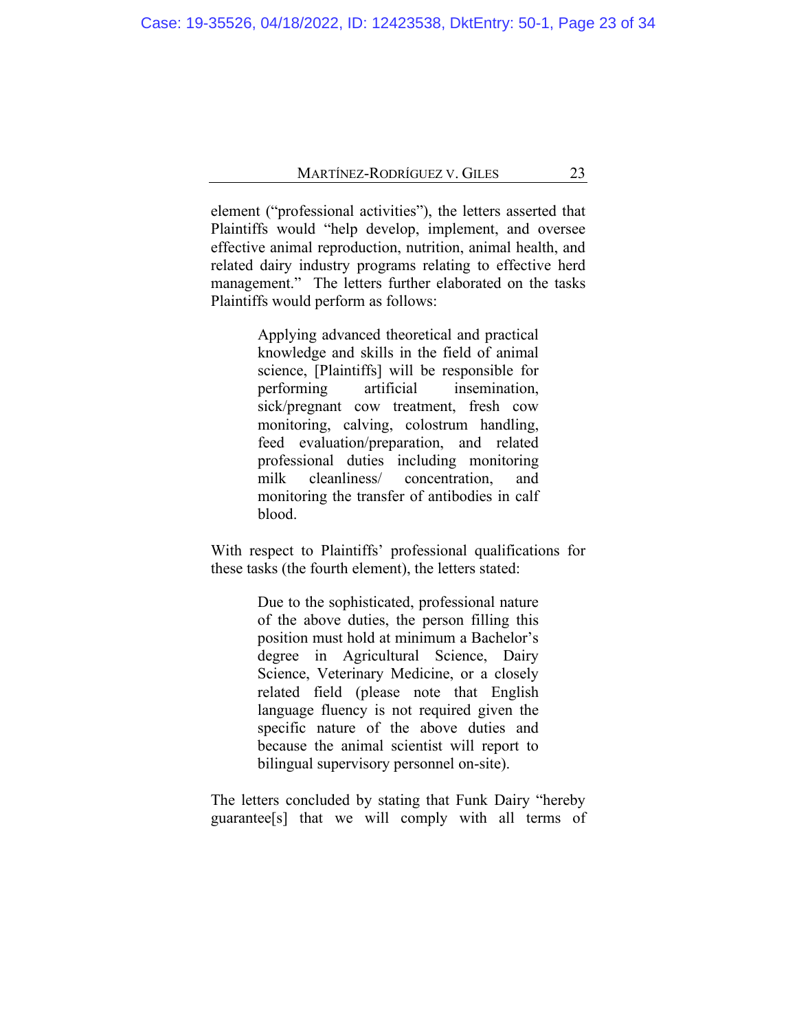element ("professional activities"), the letters asserted that Plaintiffs would "help develop, implement, and oversee effective animal reproduction, nutrition, animal health, and related dairy industry programs relating to effective herd management." The letters further elaborated on the tasks Plaintiffs would perform as follows:

> Applying advanced theoretical and practical knowledge and skills in the field of animal science, [Plaintiffs] will be responsible for performing artificial insemination, sick/pregnant cow treatment, fresh cow monitoring, calving, colostrum handling, feed evaluation/preparation, and related professional duties including monitoring milk cleanliness/ concentration, and monitoring the transfer of antibodies in calf blood.

With respect to Plaintiffs' professional qualifications for these tasks (the fourth element), the letters stated:

> Due to the sophisticated, professional nature of the above duties, the person filling this position must hold at minimum a Bachelor's degree in Agricultural Science, Dairy Science, Veterinary Medicine, or a closely related field (please note that English language fluency is not required given the specific nature of the above duties and because the animal scientist will report to bilingual supervisory personnel on-site).

The letters concluded by stating that Funk Dairy "hereby guarantee[s] that we will comply with all terms of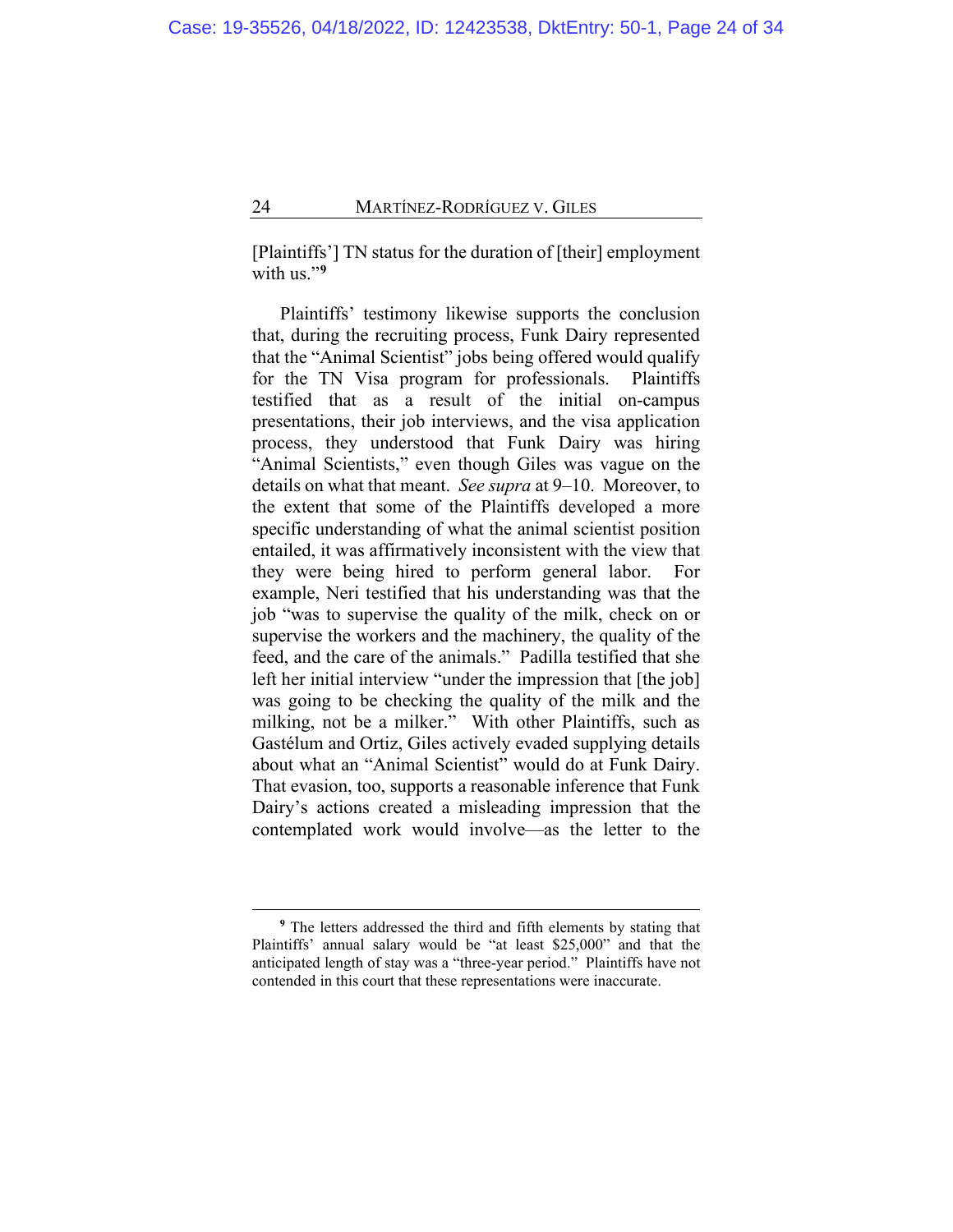[Plaintiffs'] TN status for the duration of [their] employment with us."[9]

Plaintiffs' testimony likewise supports the conclusion that, during the recruiting process, Funk Dairy represented that the "Animal Scientist" jobs being offered would qualify for the TN Visa program for professionals. Plaintiffs testified that as a result of the initial on-campus presentations, their job interviews, and the visa application process, they understood that Funk Dairy was hiring "Animal Scientists," even though Giles was vague on the details on what that meant. *See supra* at 9–10. Moreover, to the extent that some of the Plaintiffs developed a more specific understanding of what the animal scientist position entailed, it was affirmatively inconsistent with the view that they were being hired to perform general labor. For example, Neri testified that his understanding was that the job "was to supervise the quality of the milk, check on or supervise the workers and the machinery, the quality of the feed, and the care of the animals." Padilla testified that she left her initial interview "under the impression that [the job] was going to be checking the quality of the milk and the milking, not be a milker." With other Plaintiffs, such as Gastélum and Ortiz, Giles actively evaded supplying details about what an "Animal Scientist" would do at Funk Dairy. That evasion, too, supports a reasonable inference that Funk Dairy's actions created a misleading impression that the contemplated work would involve—as the letter to the

---

[9] The letters addressed the third and fifth elements by stating that Plaintiffs' annual salary would be "at least $25,000" and that the anticipated length of stay was a "three-year period." Plaintiffs have not contended in this court that these representations were inaccurate.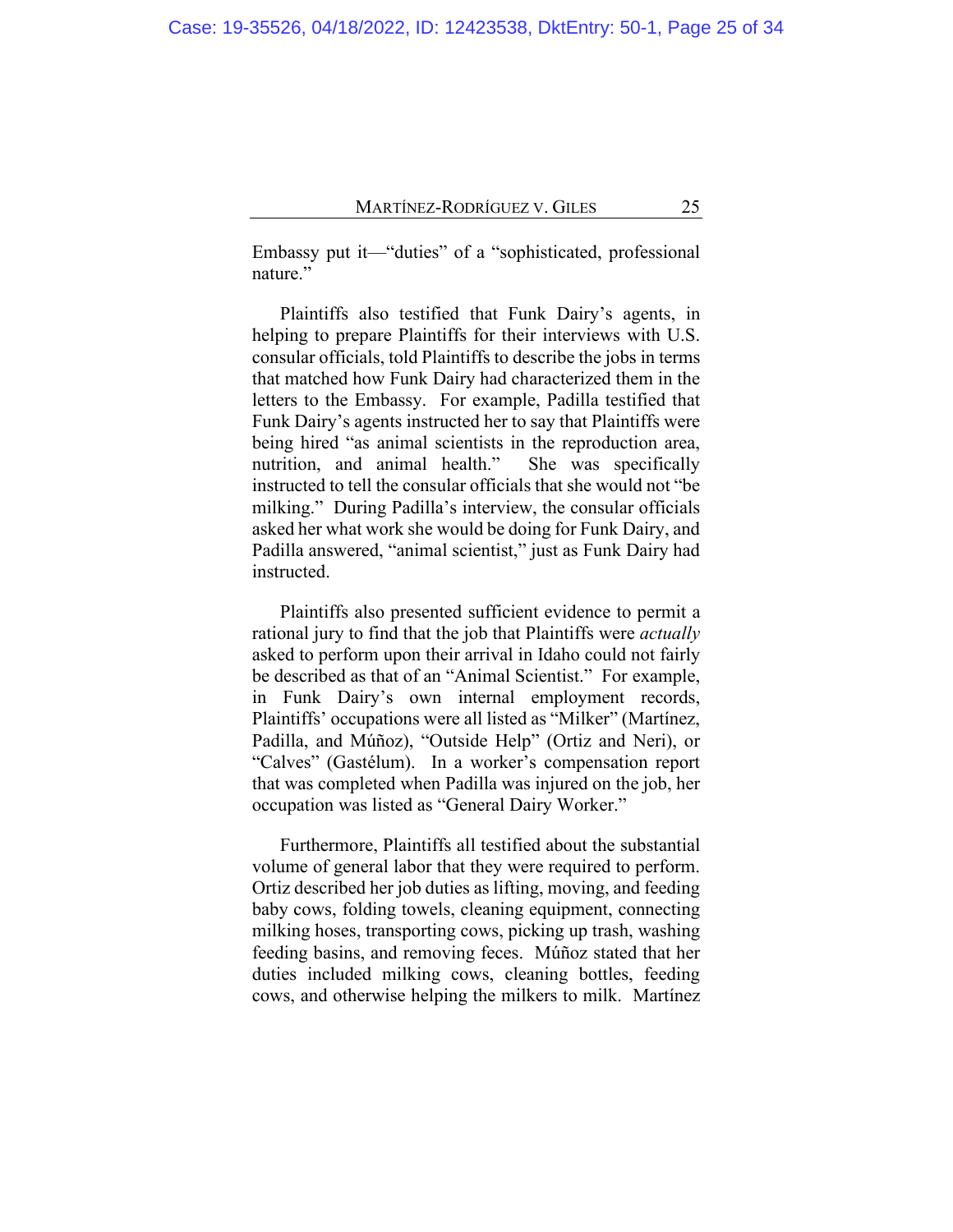Embassy put it—"duties" of a "sophisticated, professional nature."

Plaintiffs also testified that Funk Dairy's agents, in helping to prepare Plaintiffs for their interviews with U.S. consular officials, told Plaintiffs to describe the jobs in terms that matched how Funk Dairy had characterized them in the letters to the Embassy. For example, Padilla testified that Funk Dairy's agents instructed her to say that Plaintiffs were being hired "as animal scientists in the reproduction area, nutrition, and animal health." She was specifically instructed to tell the consular officials that she would not "be milking." During Padilla's interview, the consular officials asked her what work she would be doing for Funk Dairy, and Padilla answered, "animal scientist," just as Funk Dairy had instructed.

Plaintiffs also presented sufficient evidence to permit a rational jury to find that the job that Plaintiffs were *actually* asked to perform upon their arrival in Idaho could not fairly be described as that of an "Animal Scientist." For example, in Funk Dairy's own internal employment records, Plaintiffs' occupations were all listed as "Milker" (Martínez, Padilla, and Múñoz), "Outside Help" (Ortiz and Neri), or "Calves" (Gastélum). In a worker's compensation report that was completed when Padilla was injured on the job, her occupation was listed as "General Dairy Worker."

Furthermore, Plaintiffs all testified about the substantial volume of general labor that they were required to perform. Ortiz described her job duties as lifting, moving, and feeding baby cows, folding towels, cleaning equipment, connecting milking hoses, transporting cows, picking up trash, washing feeding basins, and removing feces. Múñoz stated that her duties included milking cows, cleaning bottles, feeding cows, and otherwise helping the milkers to milk. Martínez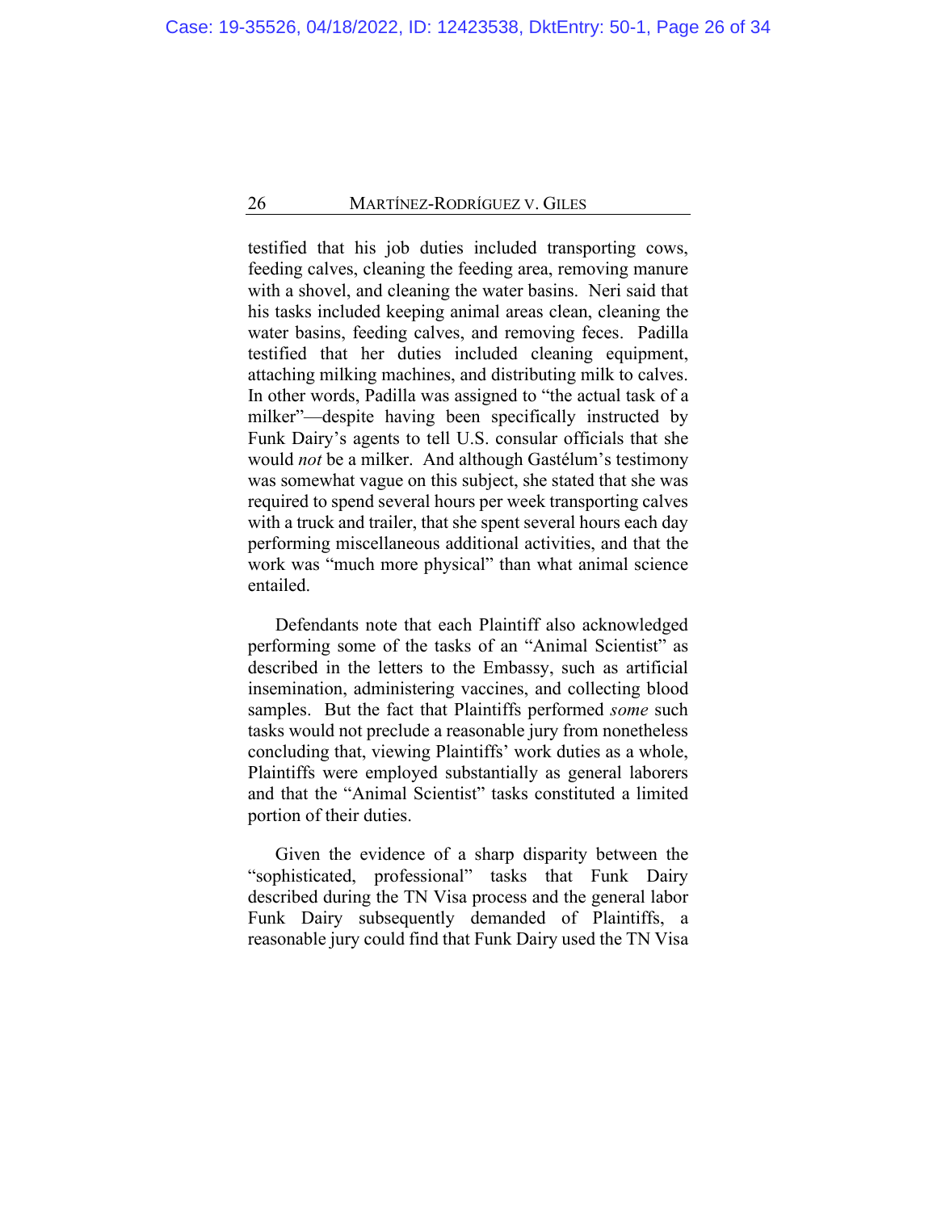testified that his job duties included transporting cows, feeding calves, cleaning the feeding area, removing manure with a shovel, and cleaning the water basins. Neri said that his tasks included keeping animal areas clean, cleaning the water basins, feeding calves, and removing feces. Padilla testified that her duties included cleaning equipment, attaching milking machines, and distributing milk to calves. In other words, Padilla was assigned to "the actual task of a milker"—despite having been specifically instructed by Funk Dairy's agents to tell U.S. consular officials that she would *not* be a milker. And although Gastélum's testimony was somewhat vague on this subject, she stated that she was required to spend several hours per week transporting calves with a truck and trailer, that she spent several hours each day performing miscellaneous additional activities, and that the work was "much more physical" than what animal science entailed.

Defendants note that each Plaintiff also acknowledged performing some of the tasks of an "Animal Scientist" as described in the letters to the Embassy, such as artificial insemination, administering vaccines, and collecting blood samples. But the fact that Plaintiffs performed *some* such tasks would not preclude a reasonable jury from nonetheless concluding that, viewing Plaintiffs' work duties as a whole, Plaintiffs were employed substantially as general laborers and that the "Animal Scientist" tasks constituted a limited portion of their duties.

Given the evidence of a sharp disparity between the "sophisticated, professional" tasks that Funk Dairy described during the TN Visa process and the general labor Funk Dairy subsequently demanded of Plaintiffs, a reasonable jury could find that Funk Dairy used the TN Visa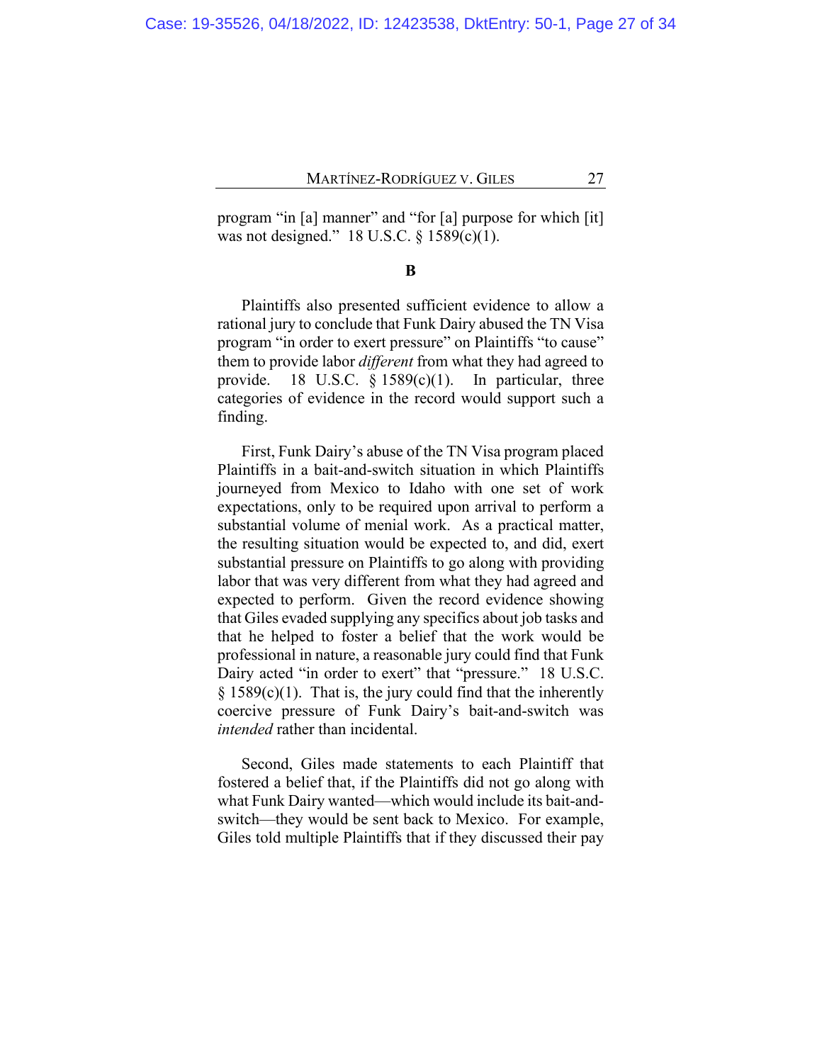program "in [a] manner" and "for [a] purpose for which [it] was not designed." 18 U.S.C. § 1589(c)(1).

### B

Plaintiffs also presented sufficient evidence to allow a rational jury to conclude that Funk Dairy abused the TN Visa program "in order to exert pressure" on Plaintiffs "to cause" them to provide labor *different* from what they had agreed to provide. 18 U.S.C. § 1589(c)(1). In particular, three categories of evidence in the record would support such a finding.

First, Funk Dairy's abuse of the TN Visa program placed Plaintiffs in a bait-and-switch situation in which Plaintiffs journeyed from Mexico to Idaho with one set of work expectations, only to be required upon arrival to perform a substantial volume of menial work. As a practical matter, the resulting situation would be expected to, and did, exert substantial pressure on Plaintiffs to go along with providing labor that was very different from what they had agreed and expected to perform. Given the record evidence showing that Giles evaded supplying any specifics about job tasks and that he helped to foster a belief that the work would be professional in nature, a reasonable jury could find that Funk Dairy acted "in order to exert" that "pressure." 18 U.S.C. § 1589(c)(1). That is, the jury could find that the inherently coercive pressure of Funk Dairy's bait-and-switch was *intended* rather than incidental.

Second, Giles made statements to each Plaintiff that fostered a belief that, if the Plaintiffs did not go along with what Funk Dairy wanted—which would include its bait-and-switch—they would be sent back to Mexico. For example, Giles told multiple Plaintiffs that if they discussed their pay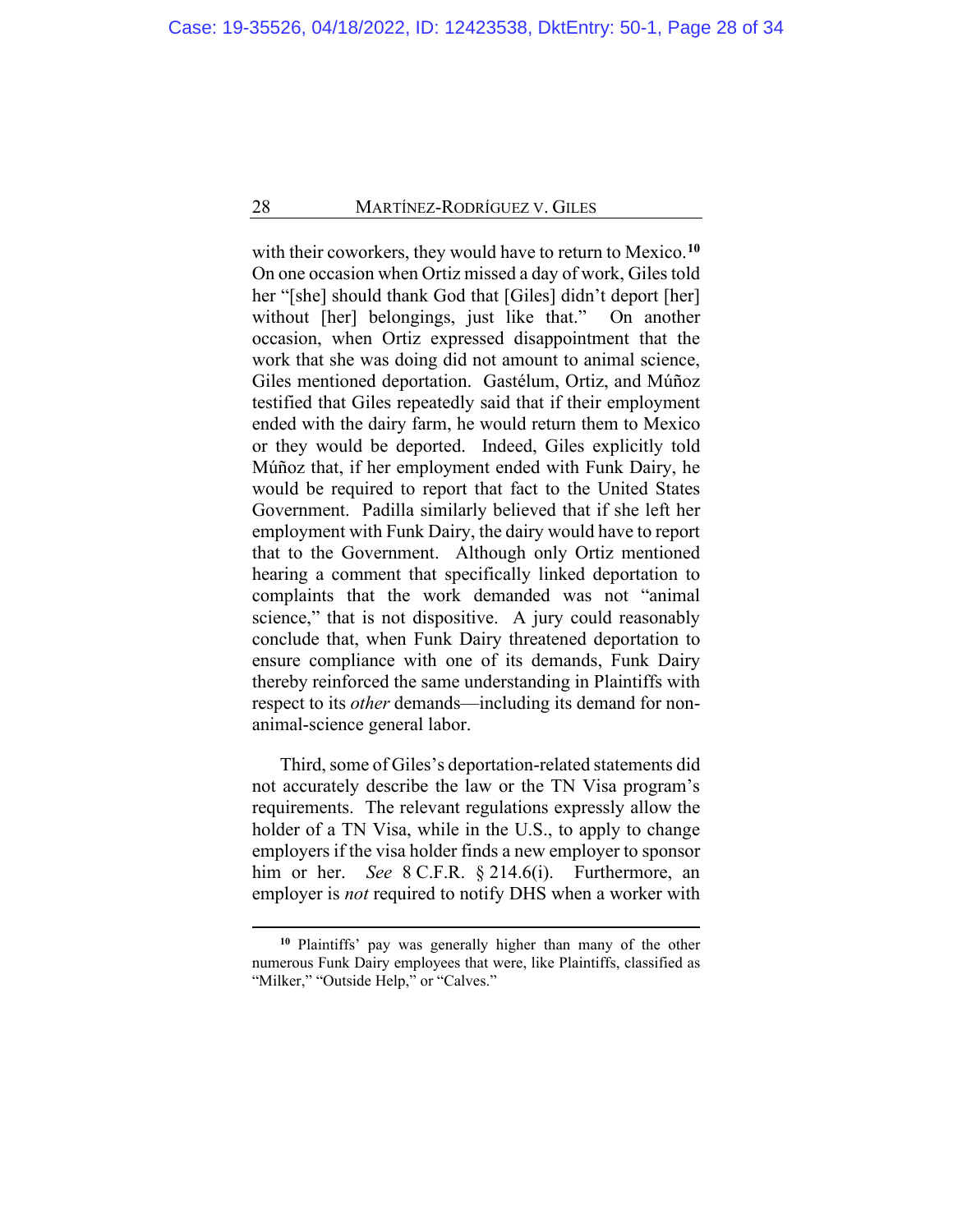with their coworkers, they would have to return to Mexico.[10] On one occasion when Ortiz missed a day of work, Giles told her "[she] should thank God that [Giles] didn't deport [her] without [her] belongings, just like that." On another occasion, when Ortiz expressed disappointment that the work that she was doing did not amount to animal science, Giles mentioned deportation. Gastélum, Ortiz, and Múñoz testified that Giles repeatedly said that if their employment ended with the dairy farm, he would return them to Mexico or they would be deported. Indeed, Giles explicitly told Múñoz that, if her employment ended with Funk Dairy, he would be required to report that fact to the United States Government. Padilla similarly believed that if she left her employment with Funk Dairy, the dairy would have to report that to the Government. Although only Ortiz mentioned hearing a comment that specifically linked deportation to complaints that the work demanded was not "animal science," that is not dispositive. A jury could reasonably conclude that, when Funk Dairy threatened deportation to ensure compliance with one of its demands, Funk Dairy thereby reinforced the same understanding in Plaintiffs with respect to its *other* demands—including its demand for non-animal-science general labor.

Third, some of Giles's deportation-related statements did not accurately describe the law or the TN Visa program's requirements. The relevant regulations expressly allow the holder of a TN Visa, while in the U.S., to apply to change employers if the visa holder finds a new employer to sponsor him or her. *See* 8 C.F.R. § 214.6(i). Furthermore, an employer is *not* required to notify DHS when a worker with

[10] Plaintiffs' pay was generally higher than many of the other numerous Funk Dairy employees that were, like Plaintiffs, classified as "Milker," "Outside Help," or "Calves."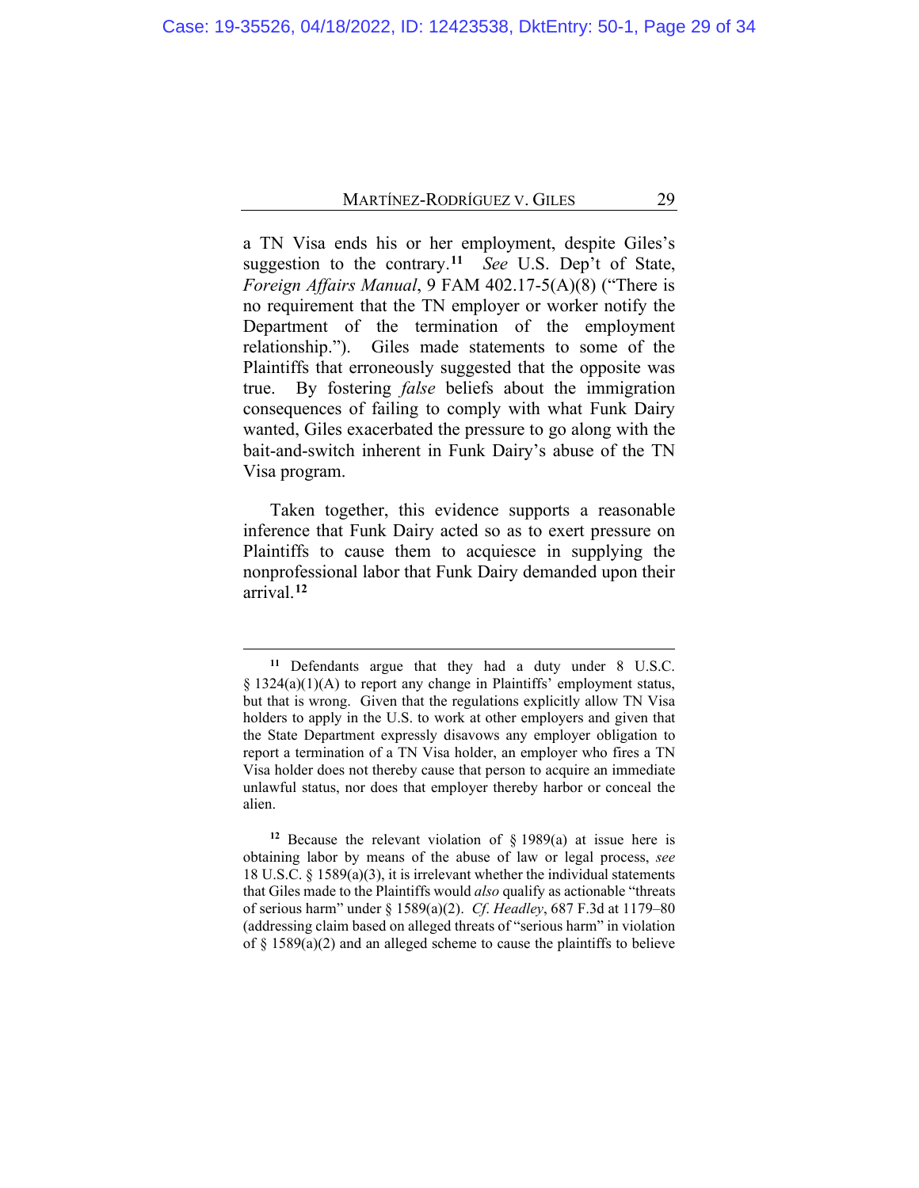a TN Visa ends his or her employment, despite Giles's suggestion to the contrary.[11] *See* U.S. Dep't of State, *Foreign Affairs Manual*, 9 FAM 402.17-5(A)(8) ("There is no requirement that the TN employer or worker notify the Department of the termination of the employment relationship."). Giles made statements to some of the Plaintiffs that erroneously suggested that the opposite was true. By fostering *false* beliefs about the immigration consequences of failing to comply with what Funk Dairy wanted, Giles exacerbated the pressure to go along with the bait-and-switch inherent in Funk Dairy's abuse of the TN Visa program.

Taken together, this evidence supports a reasonable inference that Funk Dairy acted so as to exert pressure on Plaintiffs to cause them to acquiesce in supplying the nonprofessional labor that Funk Dairy demanded upon their arrival.[12]

---

[11] Defendants argue that they had a duty under 8 U.S.C. § 1324(a)(1)(A) to report any change in Plaintiffs' employment status, but that is wrong. Given that the regulations explicitly allow TN Visa holders to apply in the U.S. to work at other employers and given that the State Department expressly disavows any employer obligation to report a termination of a TN Visa holder, an employer who fires a TN Visa holder does not thereby cause that person to acquire an immediate unlawful status, nor does that employer thereby harbor or conceal the alien.

[12] Because the relevant violation of § 1989(a) at issue here is obtaining labor by means of the abuse of law or legal process, *see* 18 U.S.C. § 1589(a)(3), it is irrelevant whether the individual statements that Giles made to the Plaintiffs would *also* qualify as actionable "threats of serious harm" under § 1589(a)(2). *Cf. Headley*, 687 F.3d at 1179–80 (addressing claim based on alleged threats of "serious harm" in violation of § 1589(a)(2) and an alleged scheme to cause the plaintiffs to believe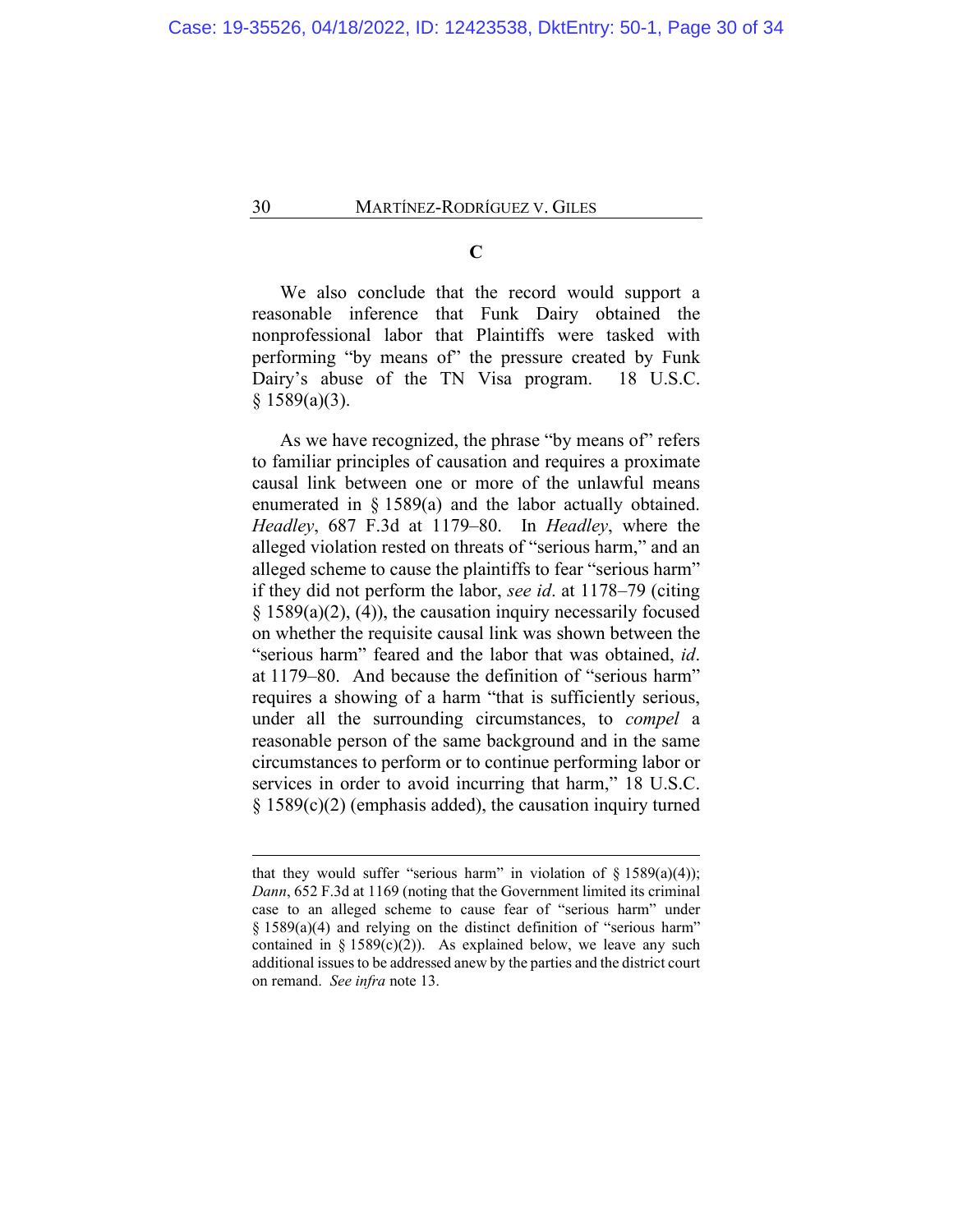### C

We also conclude that the record would support a reasonable inference that Funk Dairy obtained the nonprofessional labor that Plaintiffs were tasked with performing "by means of" the pressure created by Funk Dairy's abuse of the TN Visa program. 18 U.S.C. § 1589(a)(3).

As we have recognized, the phrase "by means of" refers to familiar principles of causation and requires a proximate causal link between one or more of the unlawful means enumerated in § 1589(a) and the labor actually obtained. *Headley*, 687 F.3d at 1179–80. In *Headley*, where the alleged violation rested on threats of "serious harm," and an alleged scheme to cause the plaintiffs to fear "serious harm" if they did not perform the labor, *see id*. at 1178–79 (citing § 1589(a)(2), (4)), the causation inquiry necessarily focused on whether the requisite causal link was shown between the "serious harm" feared and the labor that was obtained, *id*. at 1179–80. And because the definition of "serious harm" requires a showing of a harm "that is sufficiently serious, under all the surrounding circumstances, to *compel* a reasonable person of the same background and in the same circumstances to perform or to continue performing labor or services in order to avoid incurring that harm," 18 U.S.C. § 1589(c)(2) (emphasis added), the causation inquiry turned

---

that they would suffer "serious harm" in violation of § 1589(a)(4)); *Dann*, 652 F.3d at 1169 (noting that the Government limited its criminal case to an alleged scheme to cause fear of "serious harm" under § 1589(a)(4) and relying on the distinct definition of "serious harm" contained in § 1589(c)(2)). As explained below, we leave any such additional issues to be addressed anew by the parties and the district court on remand. *See infra* note 13.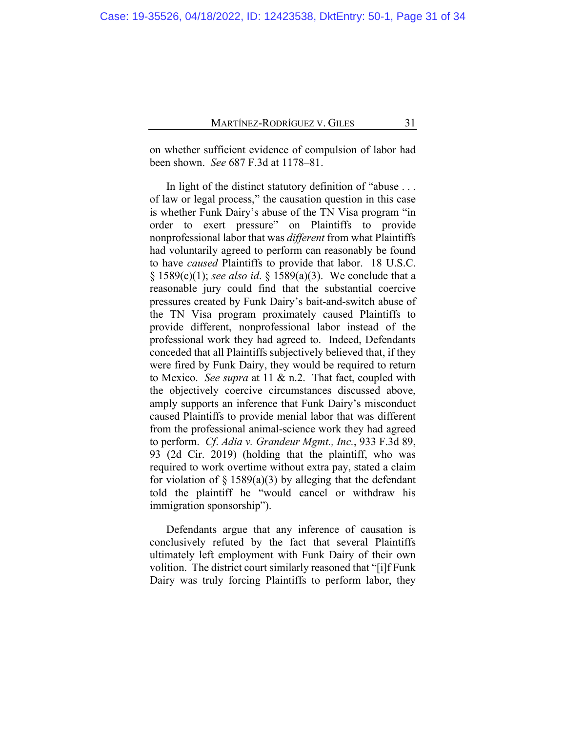on whether sufficient evidence of compulsion of labor had been shown. *See* 687 F.3d at 1178–81.

In light of the distinct statutory definition of "abuse . . . of law or legal process," the causation question in this case is whether Funk Dairy's abuse of the TN Visa program "in order to exert pressure" on Plaintiffs to provide nonprofessional labor that was *different* from what Plaintiffs had voluntarily agreed to perform can reasonably be found to have *caused* Plaintiffs to provide that labor. 18 U.S.C. § 1589(c)(1); *see also id*. § 1589(a)(3). We conclude that a reasonable jury could find that the substantial coercive pressures created by Funk Dairy's bait-and-switch abuse of the TN Visa program proximately caused Plaintiffs to provide different, nonprofessional labor instead of the professional work they had agreed to. Indeed, Defendants conceded that all Plaintiffs subjectively believed that, if they were fired by Funk Dairy, they would be required to return to Mexico. *See supra* at 11 & n.2. That fact, coupled with the objectively coercive circumstances discussed above, amply supports an inference that Funk Dairy's misconduct caused Plaintiffs to provide menial labor that was different from the professional animal-science work they had agreed to perform. *Cf. Adia v. Grandeur Mgmt., Inc.*, 933 F.3d 89, 93 (2d Cir. 2019) (holding that the plaintiff, who was required to work overtime without extra pay, stated a claim for violation of § 1589(a)(3) by alleging that the defendant told the plaintiff he "would cancel or withdraw his immigration sponsorship").

Defendants argue that any inference of causation is conclusively refuted by the fact that several Plaintiffs ultimately left employment with Funk Dairy of their own volition. The district court similarly reasoned that "[i]f Funk Dairy was truly forcing Plaintiffs to perform labor, they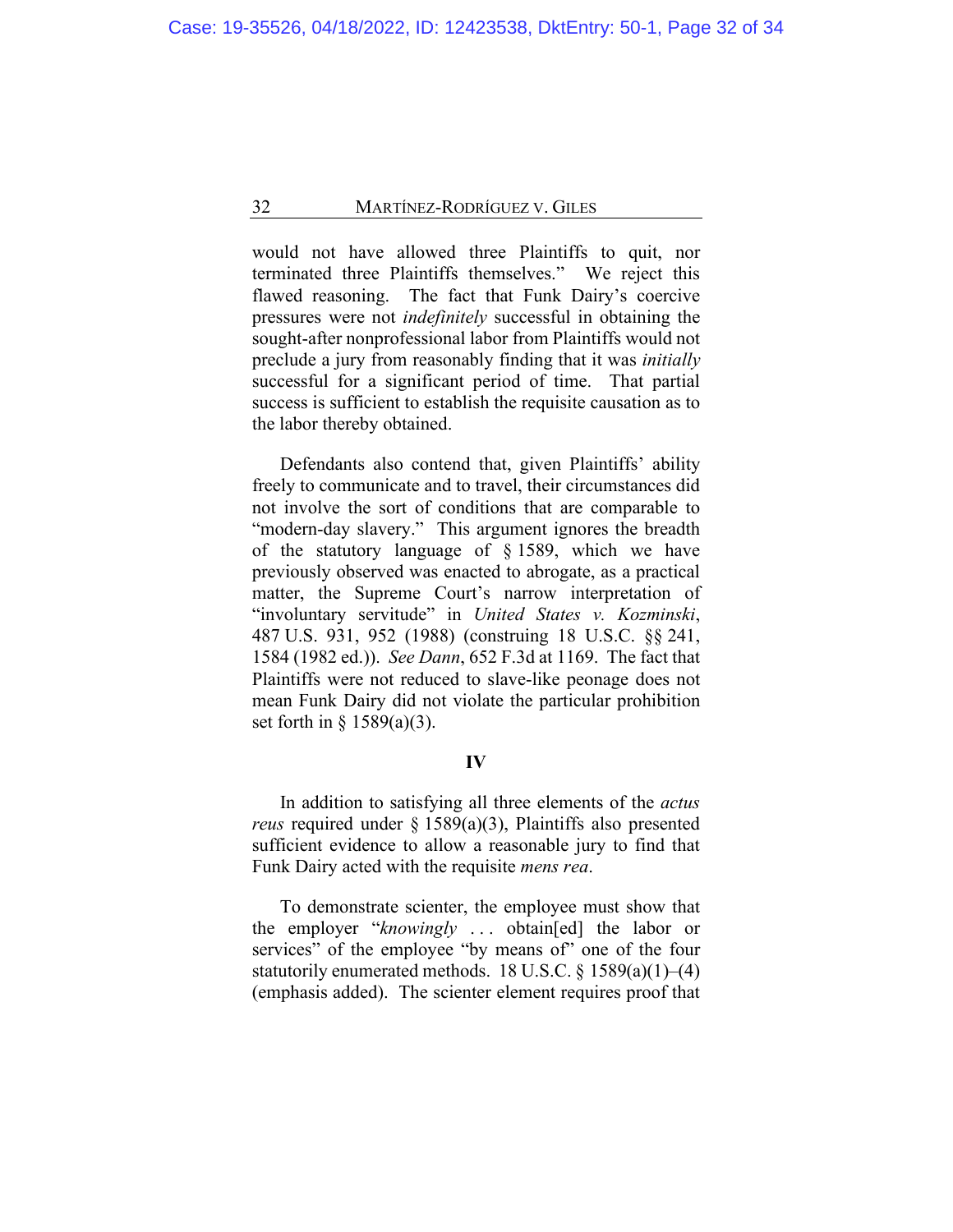would not have allowed three Plaintiffs to quit, nor terminated three Plaintiffs themselves." We reject this flawed reasoning. The fact that Funk Dairy's coercive pressures were not *indefinitely* successful in obtaining the sought-after nonprofessional labor from Plaintiffs would not preclude a jury from reasonably finding that it was *initially* successful for a significant period of time. That partial success is sufficient to establish the requisite causation as to the labor thereby obtained.

Defendants also contend that, given Plaintiffs' ability freely to communicate and to travel, their circumstances did not involve the sort of conditions that are comparable to "modern-day slavery." This argument ignores the breadth of the statutory language of § 1589, which we have previously observed was enacted to abrogate, as a practical matter, the Supreme Court's narrow interpretation of "involuntary servitude" in *United States v. Kozminski*, 487 U.S. 931, 952 (1988) (construing 18 U.S.C. §§ 241, 1584 (1982 ed.)). *See Dann*, 652 F.3d at 1169. The fact that Plaintiffs were not reduced to slave-like peonage does not mean Funk Dairy did not violate the particular prohibition set forth in § 1589(a)(3).

## IV

In addition to satisfying all three elements of the *actus reus* required under § 1589(a)(3), Plaintiffs also presented sufficient evidence to allow a reasonable jury to find that Funk Dairy acted with the requisite *mens rea*.

To demonstrate scienter, the employee must show that the employer "*knowingly* . . . obtain[ed] the labor or services" of the employee "by means of" one of the four statutorily enumerated methods. 18 U.S.C. § 1589(a)(1)–(4) (emphasis added). The scienter element requires proof that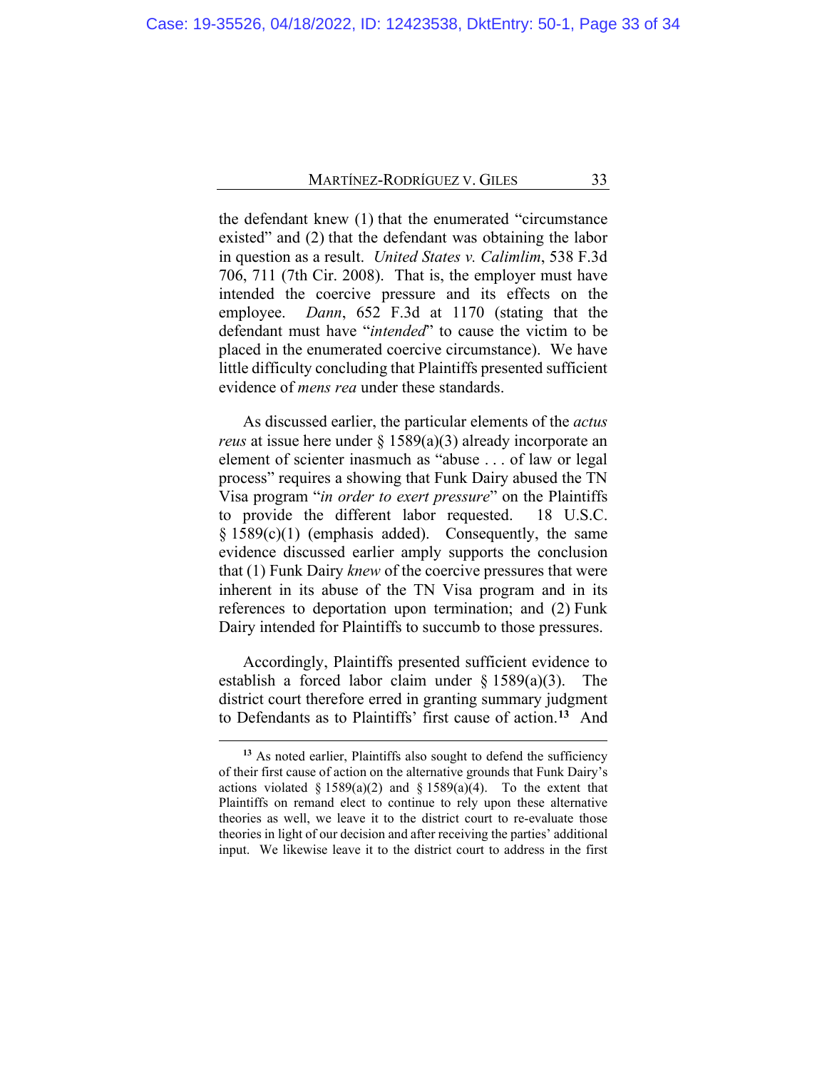the defendant knew (1) that the enumerated "circumstance existed" and (2) that the defendant was obtaining the labor in question as a result. *United States v. Calimlim*, 538 F.3d 706, 711 (7th Cir. 2008). That is, the employer must have intended the coercive pressure and its effects on the employee. *Dann*, 652 F.3d at 1170 (stating that the defendant must have "*intended*" to cause the victim to be placed in the enumerated coercive circumstance). We have little difficulty concluding that Plaintiffs presented sufficient evidence of *mens rea* under these standards.

As discussed earlier, the particular elements of the *actus reus* at issue here under § 1589(a)(3) already incorporate an element of scienter inasmuch as "abuse . . . of law or legal process" requires a showing that Funk Dairy abused the TN Visa program "*in order to exert pressure*" on the Plaintiffs to provide the different labor requested. 18 U.S.C. § 1589(c)(1) (emphasis added). Consequently, the same evidence discussed earlier amply supports the conclusion that (1) Funk Dairy *knew* of the coercive pressures that were inherent in its abuse of the TN Visa program and in its references to deportation upon termination; and (2) Funk Dairy intended for Plaintiffs to succumb to those pressures.

Accordingly, Plaintiffs presented sufficient evidence to establish a forced labor claim under § 1589(a)(3). The district court therefore erred in granting summary judgment to Defendants as to Plaintiffs' first cause of action.[13] And

---

[13] As noted earlier, Plaintiffs also sought to defend the sufficiency of their first cause of action on the alternative grounds that Funk Dairy's actions violated § 1589(a)(2) and § 1589(a)(4). To the extent that Plaintiffs on remand elect to continue to rely upon these alternative theories as well, we leave it to the district court to re-evaluate those theories in light of our decision and after receiving the parties' additional input. We likewise leave it to the district court to address in the first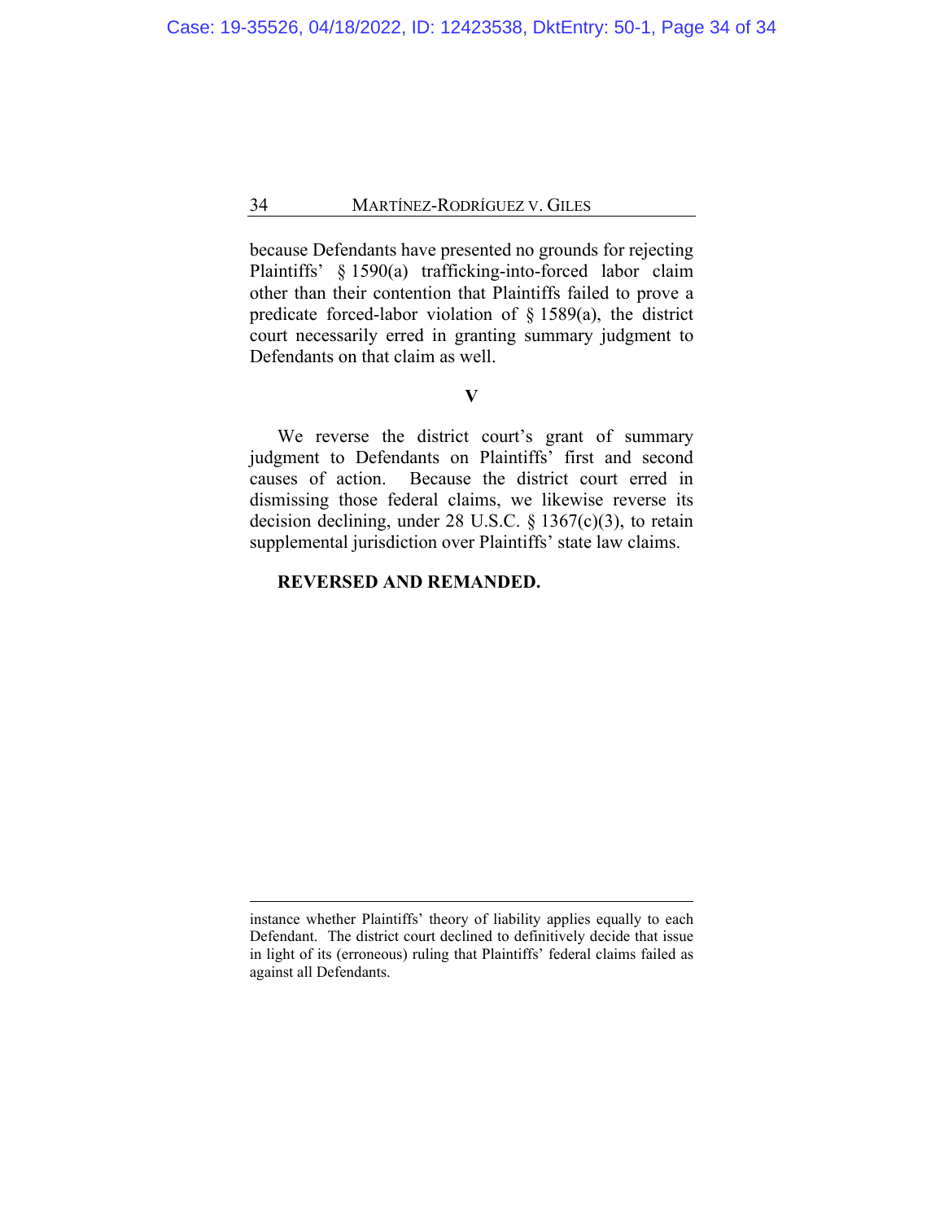because Defendants have presented no grounds for rejecting Plaintiffs' § 1590(a) trafficking-into-forced labor claim other than their contention that Plaintiffs failed to prove a predicate forced-labor violation of § 1589(a), the district court necessarily erred in granting summary judgment to Defendants on that claim as well.

## V

We reverse the district court's grant of summary judgment to Defendants on Plaintiffs' first and second causes of action. Because the district court erred in dismissing those federal claims, we likewise reverse its decision declining, under 28 U.S.C. § 1367(c)(3), to retain supplemental jurisdiction over Plaintiffs' state law claims.

**REVERSED AND REMANDED.**

---

instance whether Plaintiffs' theory of liability applies equally to each Defendant. The district court declined to definitively decide that issue in light of its (erroneous) ruling that Plaintiffs' federal claims failed as against all Defendants.